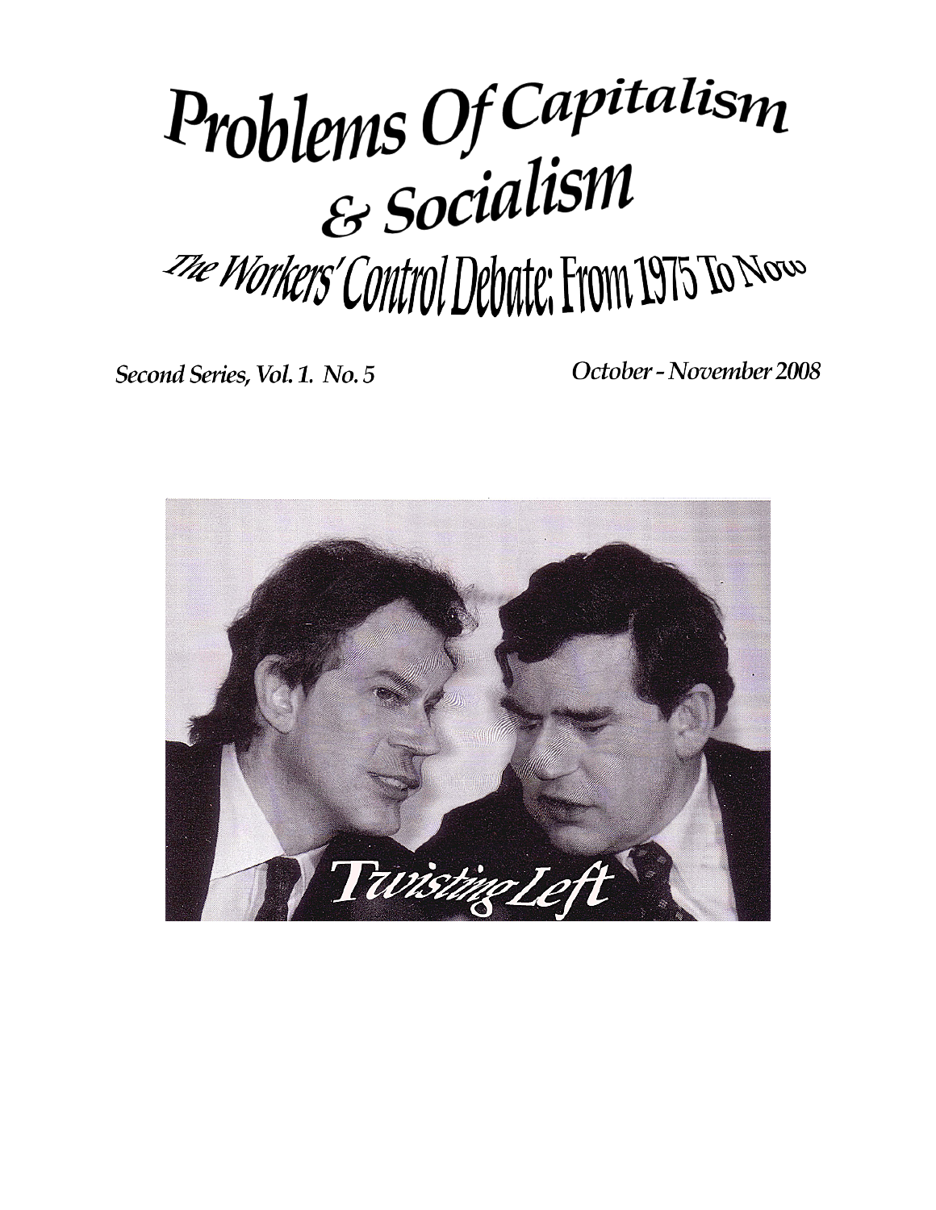# Problems Of Capitalism & Socialism

## The Workers' Control Debate: From 1975 To Now

*Second Series, Vol. 1. No. 5*

*October - November 2008*

Twisting Left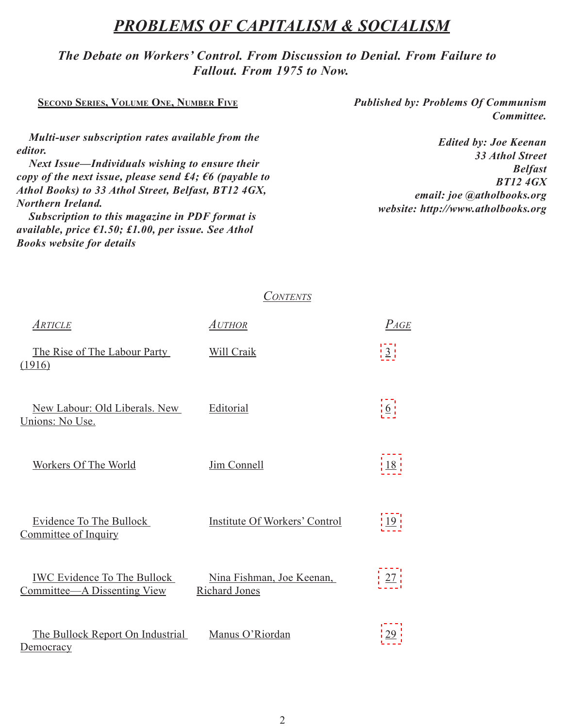# *PROBLEMS OF CAPITALISM & SOCIALISM*

***The Debate on Workers' Control. From Discussion to Denial. From Failure to Fallout. From 1975 to Now.***

SECOND SERIES, VOLUME ONE, NUMBER FIVE

***Published by: Problems Of Communism Committee.***

***Multi-user subscription rates available from the editor.***

***Next Issue—Individuals wishing to ensure their copy of the next issue, please send £4; €6 (payable to Athol Books) to 33 Athol Street, Belfast, BT12 4GX, Northern Ireland.***

***Subscription to this magazine in PDF format is available, price €1.50; £1.00, per issue. See Athol Books website for details***

***Edited by: Joe Keenan***
***33 Athol Street***
***Belfast***
***BT12 4GX***
***email: joe @atholbooks.org***
***website: http://www.atholbooks.org***

## *CONTENTS*

| *ARTICLE* | *AUTHOR* | *PAGE* |
|---|---|---|
| The Rise of The Labour Party (1916) | Will Craik | 3 |
| New Labour: Old Liberals. New Unions: No Use. | Editorial | 6 |
| Workers Of The World | Jim Connell | 18 |
| Evidence To The Bullock Committee of Inquiry | Institute Of Workers' Control | 19 |
| IWC Evidence To The Bullock Committee—A Dissenting View | Nina Fishman, Joe Keenan, Richard Jones | 27 |
| The Bullock Report On Industrial Democracy | Manus O'Riordan | 29 |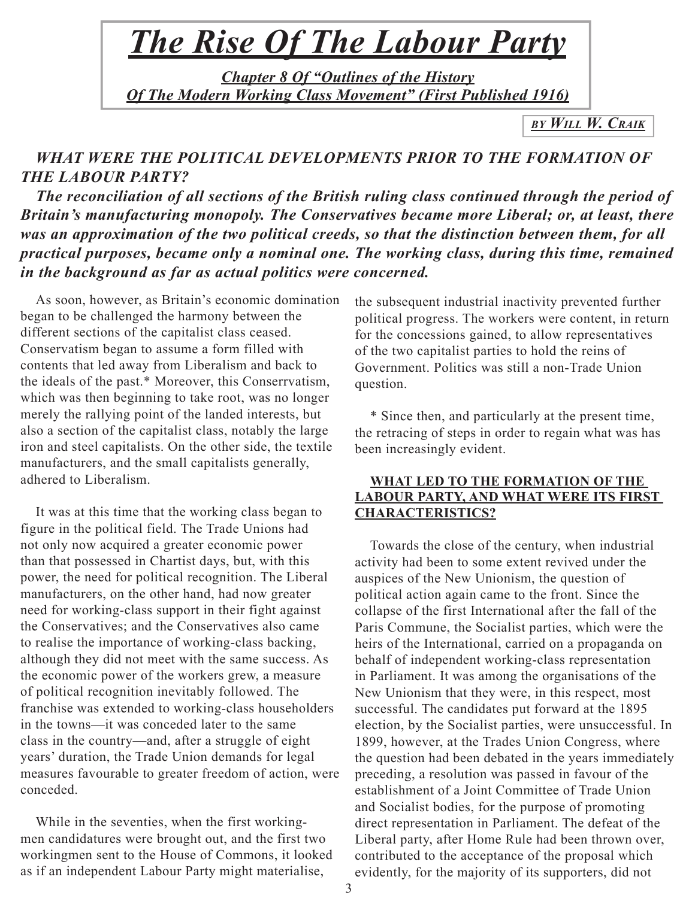# *The Rise Of The Labour Party*

***Chapter 8 Of "Outlines of the History Of The Modern Working Class Movement" (First Published 1916)***

*BY WILL W. CRAIK*

***WHAT WERE THE POLITICAL DEVELOPMENTS PRIOR TO THE FORMATION OF THE LABOUR PARTY?***

***The reconciliation of all sections of the British ruling class continued through the period of Britain's manufacturing monopoly. The Conservatives became more Liberal; or, at least, there was an approximation of the two political creeds, so that the distinction between them, for all practical purposes, became only a nominal one. The working class, during this time, remained in the background as far as actual politics were concerned.***

As soon, however, as Britain's economic domination began to be challenged the harmony between the different sections of the capitalist class ceased. Conservatism began to assume a form filled with contents that led away from Liberalism and back to the ideals of the past.* Moreover, this Conserrvatism, which was then beginning to take root, was no longer merely the rallying point of the landed interests, but also a section of the capitalist class, notably the large iron and steel capitalists. On the other side, the textile manufacturers, and the small capitalists generally, adhered to Liberalism.

It was at this time that the working class began to figure in the political field. The Trade Unions had not only now acquired a greater economic power than that possessed in Chartist days, but, with this power, the need for political recognition. The Liberal manufacturers, on the other hand, had now greater need for working-class support in their fight against the Conservatives; and the Conservatives also came to realise the importance of working-class backing, although they did not meet with the same success. As the economic power of the workers grew, a measure of political recognition inevitably followed. The franchise was extended to working-class householders in the towns—it was conceded later to the same class in the country—and, after a struggle of eight years' duration, the Trade Union demands for legal measures favourable to greater freedom of action, were conceded.

While in the seventies, when the first working-men candidatures were brought out, and the first two workingmen sent to the House of Commons, it looked as if an independent Labour Party might materialise, the subsequent industrial inactivity prevented further political progress. The workers were content, in return for the concessions gained, to allow representatives of the two capitalist parties to hold the reins of Government. Politics was still a non-Trade Union question.

* Since then, and particularly at the present time, the retracing of steps in order to regain what was has been increasingly evident.

**WHAT LED TO THE FORMATION OF THE LABOUR PARTY, AND WHAT WERE ITS FIRST CHARACTERISTICS?**

Towards the close of the century, when industrial activity had been to some extent revived under the auspices of the New Unionism, the question of political action again came to the front. Since the collapse of the first International after the fall of the Paris Commune, the Socialist parties, which were the heirs of the International, carried on a propaganda on behalf of independent working-class representation in Parliament. It was among the organisations of the New Unionism that they were, in this respect, most successful. The candidates put forward at the 1895 election, by the Socialist parties, were unsuccessful. In 1899, however, at the Trades Union Congress, where the question had been debated in the years immediately preceding, a resolution was passed in favour of the establishment of a Joint Committee of Trade Union and Socialist bodies, for the purpose of promoting direct representation in Parliament. The defeat of the Liberal party, after Home Rule had been thrown over, contributed to the acceptance of the proposal which evidently, for the majority of its supporters, did not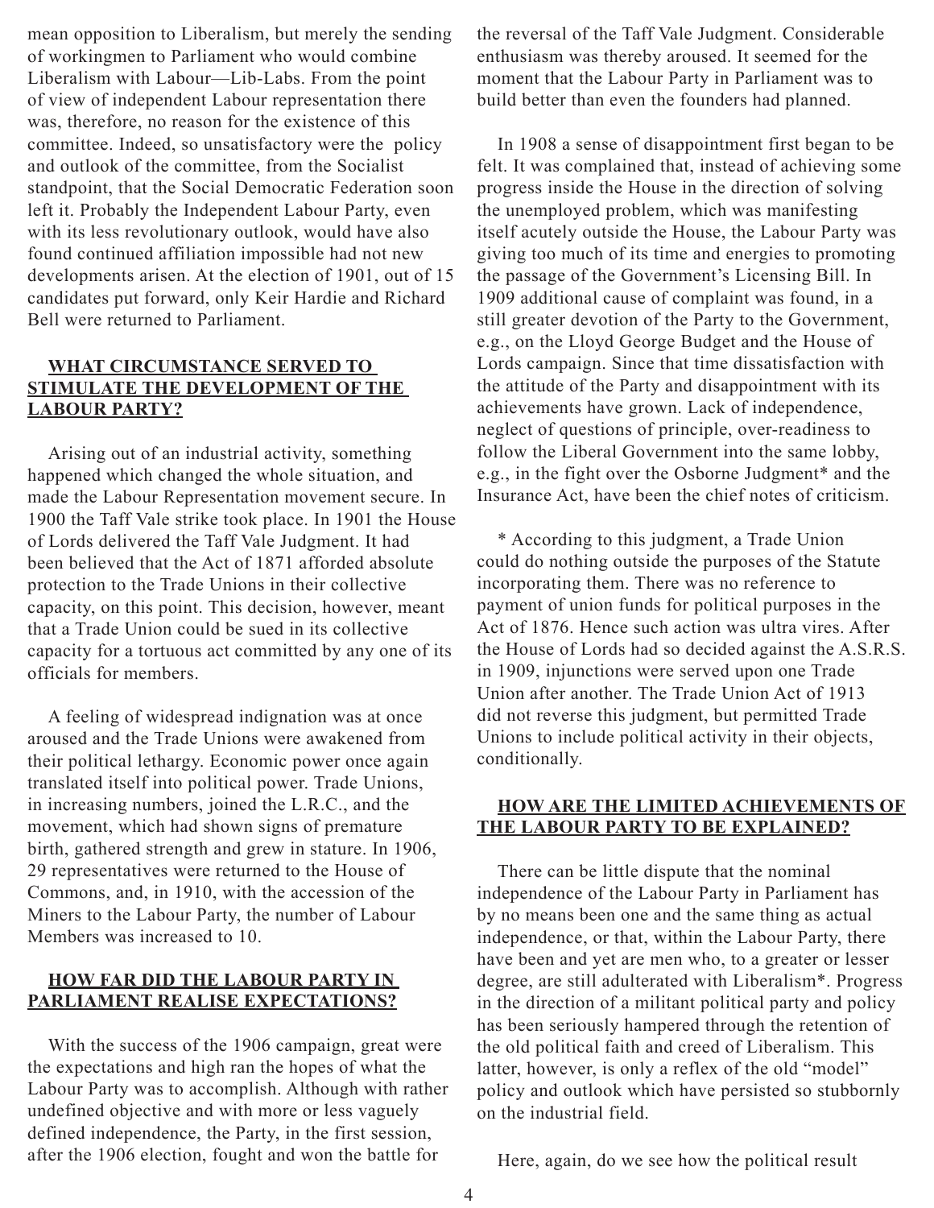mean opposition to Liberalism, but merely the sending of workingmen to Parliament who would combine Liberalism with Labour—Lib-Labs. From the point of view of independent Labour representation there was, therefore, no reason for the existence of this committee. Indeed, so unsatisfactory were the policy and outlook of the committee, from the Socialist standpoint, that the Social Democratic Federation soon left it. Probably the Independent Labour Party, even with its less revolutionary outlook, would have also found continued affiliation impossible had not new developments arisen. At the election of 1901, out of 15 candidates put forward, only Keir Hardie and Richard Bell were returned to Parliament.

## WHAT CIRCUMSTANCE SERVED TO STIMULATE THE DEVELOPMENT OF THE LABOUR PARTY?

Arising out of an industrial activity, something happened which changed the whole situation, and made the Labour Representation movement secure. In 1900 the Taff Vale strike took place. In 1901 the House of Lords delivered the Taff Vale Judgment. It had been believed that the Act of 1871 afforded absolute protection to the Trade Unions in their collective capacity, on this point. This decision, however, meant that a Trade Union could be sued in its collective capacity for a tortuous act committed by any one of its officials for members.

A feeling of widespread indignation was at once aroused and the Trade Unions were awakened from their political lethargy. Economic power once again translated itself into political power. Trade Unions, in increasing numbers, joined the L.R.C., and the movement, which had shown signs of premature birth, gathered strength and grew in stature. In 1906, 29 representatives were returned to the House of Commons, and, in 1910, with the accession of the Miners to the Labour Party, the number of Labour Members was increased to 10.

## HOW FAR DID THE LABOUR PARTY IN PARLIAMENT REALISE EXPECTATIONS?

With the success of the 1906 campaign, great were the expectations and high ran the hopes of what the Labour Party was to accomplish. Although with rather undefined objective and with more or less vaguely defined independence, the Party, in the first session, after the 1906 election, fought and won the battle for the reversal of the Taff Vale Judgment. Considerable enthusiasm was thereby aroused. It seemed for the moment that the Labour Party in Parliament was to build better than even the founders had planned.

In 1908 a sense of disappointment first began to be felt. It was complained that, instead of achieving some progress inside the House in the direction of solving the unemployed problem, which was manifesting itself acutely outside the House, the Labour Party was giving too much of its time and energies to promoting the passage of the Government's Licensing Bill. In 1909 additional cause of complaint was found, in a still greater devotion of the Party to the Government, e.g., on the Lloyd George Budget and the House of Lords campaign. Since that time dissatisfaction with the attitude of the Party and disappointment with its achievements have grown. Lack of independence, neglect of questions of principle, over-readiness to follow the Liberal Government into the same lobby, e.g., in the fight over the Osborne Judgment* and the Insurance Act, have been the chief notes of criticism.

* According to this judgment, a Trade Union could do nothing outside the purposes of the Statute incorporating them. There was no reference to payment of union funds for political purposes in the Act of 1876. Hence such action was ultra vires. After the House of Lords had so decided against the A.S.R.S. in 1909, injunctions were served upon one Trade Union after another. The Trade Union Act of 1913 did not reverse this judgment, but permitted Trade Unions to include political activity in their objects, conditionally.

## HOW ARE THE LIMITED ACHIEVEMENTS OF THE LABOUR PARTY TO BE EXPLAINED?

There can be little dispute that the nominal independence of the Labour Party in Parliament has by no means been one and the same thing as actual independence, or that, within the Labour Party, there have been and yet are men who, to a greater or lesser degree, are still adulterated with Liberalism*. Progress in the direction of a militant political party and policy has been seriously hampered through the retention of the old political faith and creed of Liberalism. This latter, however, is only a reflex of the old "model" policy and outlook which have persisted so stubbornly on the industrial field.

Here, again, do we see how the political result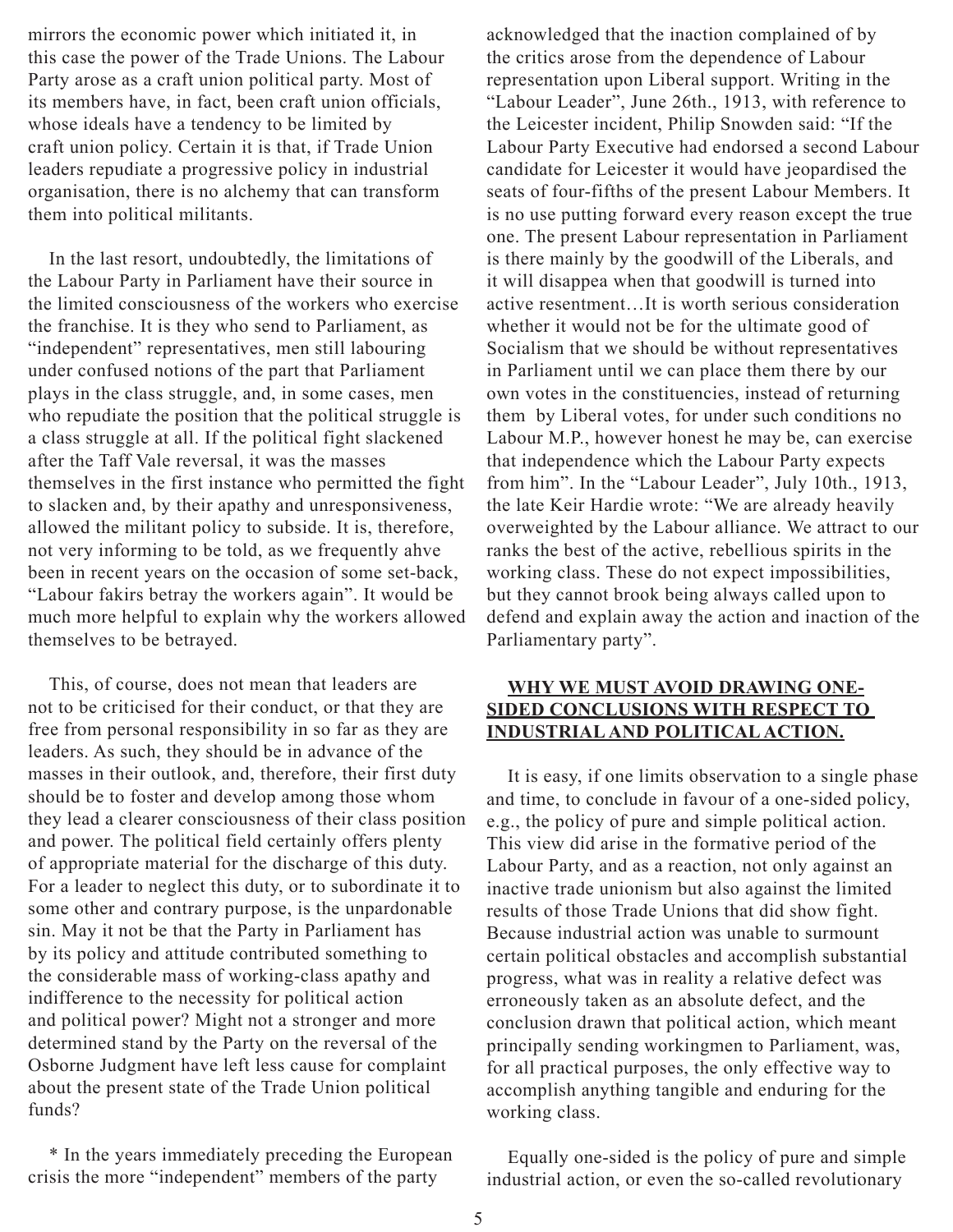mirrors the economic power which initiated it, in this case the power of the Trade Unions. The Labour Party arose as a craft union political party. Most of its members have, in fact, been craft union officials, whose ideals have a tendency to be limited by craft union policy. Certain it is that, if Trade Union leaders repudiate a progressive policy in industrial organisation, there is no alchemy that can transform them into political militants.

In the last resort, undoubtedly, the limitations of the Labour Party in Parliament have their source in the limited consciousness of the workers who exercise the franchise. It is they who send to Parliament, as "independent" representatives, men still labouring under confused notions of the part that Parliament plays in the class struggle, and, in some cases, men who repudiate the position that the political struggle is a class struggle at all. If the political fight slackened after the Taff Vale reversal, it was the masses themselves in the first instance who permitted the fight to slacken and, by their apathy and unresponsiveness, allowed the militant policy to subside. It is, therefore, not very informing to be told, as we frequently ahve been in recent years on the occasion of some set-back, "Labour fakirs betray the workers again". It would be much more helpful to explain why the workers allowed themselves to be betrayed.

This, of course, does not mean that leaders are not to be criticised for their conduct, or that they are free from personal responsibility in so far as they are leaders. As such, they should be in advance of the masses in their outlook, and, therefore, their first duty should be to foster and develop among those whom they lead a clearer consciousness of their class position and power. The political field certainly offers plenty of appropriate material for the discharge of this duty. For a leader to neglect this duty, or to subordinate it to some other and contrary purpose, is the unpardonable sin. May it not be that the Party in Parliament has by its policy and attitude contributed something to the considerable mass of working-class apathy and indifference to the necessity for political action and political power? Might not a stronger and more determined stand by the Party on the reversal of the Osborne Judgment have left less cause for complaint about the present state of the Trade Union political funds?

* In the years immediately preceding the European crisis the more "independent" members of the party acknowledged that the inaction complained of by the critics arose from the dependence of Labour representation upon Liberal support. Writing in the "Labour Leader", June 26th., 1913, with reference to the Leicester incident, Philip Snowden said: "If the Labour Party Executive had endorsed a second Labour candidate for Leicester it would have jeopardised the seats of four-fifths of the present Labour Members. It is no use putting forward every reason except the true one. The present Labour representation in Parliament is there mainly by the goodwill of the Liberals, and it will disappea when that goodwill is turned into active resentment…It is worth serious consideration whether it would not be for the ultimate good of Socialism that we should be without representatives in Parliament until we can place them there by our own votes in the constituencies, instead of returning them by Liberal votes, for under such conditions no Labour M.P., however honest he may be, can exercise that independence which the Labour Party expects from him". In the "Labour Leader", July 10th., 1913, the late Keir Hardie wrote: "We are already heavily overweighted by the Labour alliance. We attract to our ranks the best of the active, rebellious spirits in the working class. These do not expect impossibilities, but they cannot brook being always called upon to defend and explain away the action and inaction of the Parliamentary party".

## WHY WE MUST AVOID DRAWING ONE-SIDED CONCLUSIONS WITH RESPECT TO INDUSTRIAL AND POLITICAL ACTION.

It is easy, if one limits observation to a single phase and time, to conclude in favour of a one-sided policy, e.g., the policy of pure and simple political action. This view did arise in the formative period of the Labour Party, and as a reaction, not only against an inactive trade unionism but also against the limited results of those Trade Unions that did show fight. Because industrial action was unable to surmount certain political obstacles and accomplish substantial progress, what was in reality a relative defect was erroneously taken as an absolute defect, and the conclusion drawn that political action, which meant principally sending workingmen to Parliament, was, for all practical purposes, the only effective way to accomplish anything tangible and enduring for the working class.

Equally one-sided is the policy of pure and simple industrial action, or even the so-called revolutionary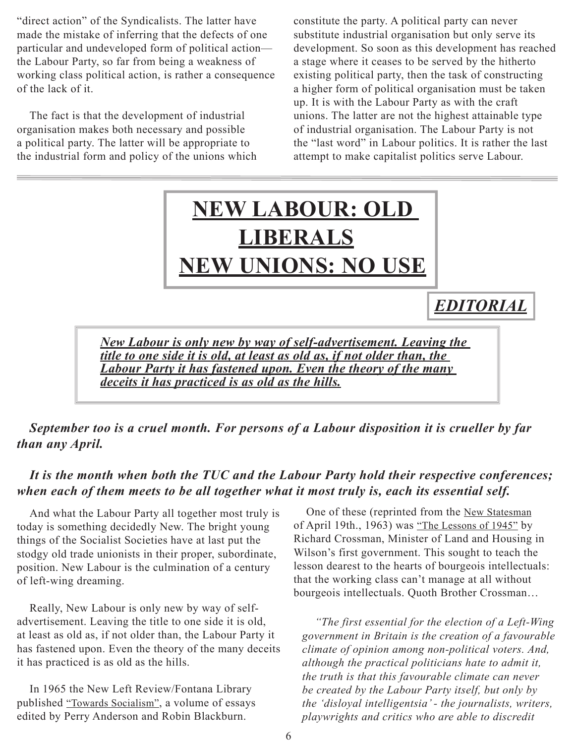"direct action" of the Syndicalists. The latter have made the mistake of inferring that the defects of one particular and undeveloped form of political action—the Labour Party, so far from being a weakness of working class political action, is rather a consequence of the lack of it.

The fact is that the development of industrial organisation makes both necessary and possible a political party. The latter will be appropriate to the industrial form and policy of the unions which constitute the party. A political party can never substitute industrial organisation but only serve its development. So soon as this development has reached a stage where it ceases to be served by the hitherto existing political party, then the task of constructing a higher form of political organisation must be taken up. It is with the Labour Party as with the craft unions. The latter are not the highest attainable type of industrial organisation. The Labour Party is not the "last word" in Labour politics. It is rather the last attempt to make capitalist politics serve Labour.

---

# NEW LABOUR: OLD LIBERALS NEW UNIONS: NO USE

***EDITORIAL***

***New Labour is only new by way of self-advertisement. Leaving the title to one side it is old, at least as old as, if not older than, the Labour Party it has fastened upon. Even the theory of the many deceits it has practiced is as old as the hills.***

***September too is a cruel month. For persons of a Labour disposition it is crueller by far than any April.***

***It is the month when both the TUC and the Labour Party hold their respective conferences; when each of them meets to be all together what it most truly is, each its essential self.***

And what the Labour Party all together most truly is today is something decidedly New. The bright young things of the Socialist Societies have at last put the stodgy old trade unionists in their proper, subordinate, position. New Labour is the culmination of a century of left-wing dreaming.

Really, New Labour is only new by way of self-advertisement. Leaving the title to one side it is old, at least as old as, if not older than, the Labour Party it has fastened upon. Even the theory of the many deceits it has practiced is as old as the hills.

In 1965 the New Left Review/Fontana Library published "Towards Socialism", a volume of essays edited by Perry Anderson and Robin Blackburn.

One of these (reprinted from the New Statesman of April 19th., 1963) was "The Lessons of 1945" by Richard Crossman, Minister of Land and Housing in Wilson's first government. This sought to teach the lesson dearest to the hearts of bourgeois intellectuals: that the working class can't manage at all without bourgeois intellectuals. Quoth Brother Crossman…

> *"The first essential for the election of a Left-Wing government in Britain is the creation of a favourable climate of opinion among non-political voters. And, although the practical politicians hate to admit it, the truth is that this favourable climate can never be created by the Labour Party itself, but only by the 'disloyal intelligentsia' - the journalists, writers, playwrights and critics who are able to discredit*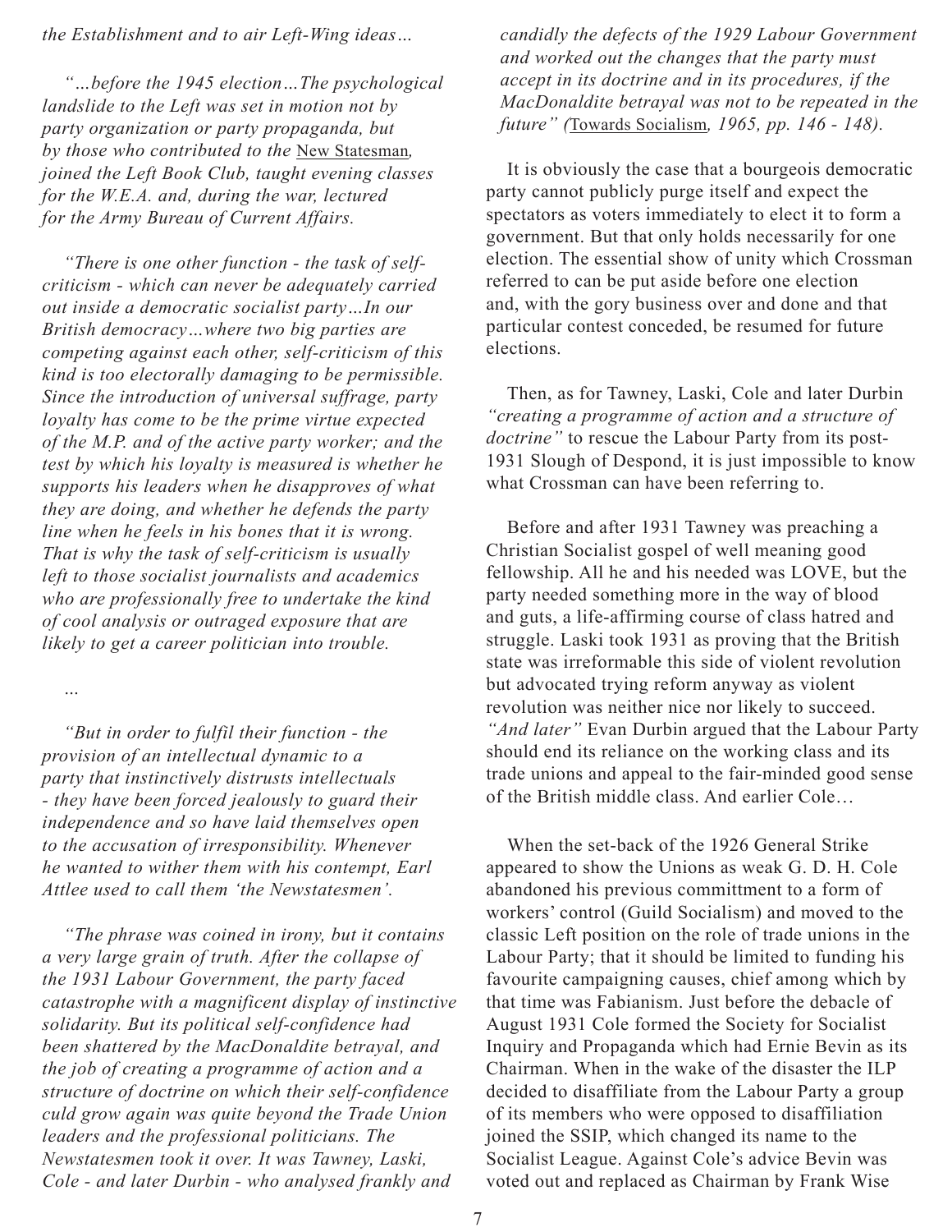*the Establishment and to air Left-Wing ideas…*

*"…before the 1945 election…The psychological landslide to the Left was set in motion not by party organization or party propaganda, but by those who contributed to the* New Statesman*, joined the Left Book Club, taught evening classes for the W.E.A. and, during the war, lectured for the Army Bureau of Current Affairs.*

*"There is one other function - the task of self-criticism - which can never be adequately carried out inside a democratic socialist party…In our British democracy…where two big parties are competing against each other, self-criticism of this kind is too electorally damaging to be permissible. Since the introduction of universal suffrage, party loyalty has come to be the prime virtue expected of the M.P. and of the active party worker; and the test by which his loyalty is measured is whether he supports his leaders when he disapproves of what they are doing, and whether he defends the party line when he feels in his bones that it is wrong. That is why the task of self-criticism is usually left to those socialist journalists and academics who are professionally free to undertake the kind of cool analysis or outraged exposure that are likely to get a career politician into trouble.*

*…*

*"But in order to fulfil their function - the provision of an intellectual dynamic to a party that instinctively distrusts intellectuals - they have been forced jealously to guard their independence and so have laid themselves open to the accusation of irresponsibility. Whenever he wanted to wither them with his contempt, Earl Attlee used to call them 'the Newstatesmen'.*

*"The phrase was coined in irony, but it contains a very large grain of truth. After the collapse of the 1931 Labour Government, the party faced catastrophe with a magnificent display of instinctive solidarity. But its political self-confidence had been shattered by the MacDonaldite betrayal, and the job of creating a programme of action and a structure of doctrine on which their self-confidence culd grow again was quite beyond the Trade Union leaders and the professional politicians. The Newstatesmen took it over. It was Tawney, Laski, Cole - and later Durbin - who analysed frankly and candidly the defects of the 1929 Labour Government and worked out the changes that the party must accept in its doctrine and in its procedures, if the MacDonaldite betrayal was not to be repeated in the future" (*Towards Socialism*, 1965, pp. 146 - 148).*

It is obviously the case that a bourgeois democratic party cannot publicly purge itself and expect the spectators as voters immediately to elect it to form a government. But that only holds necessarily for one election. The essential show of unity which Crossman referred to can be put aside before one election and, with the gory business over and done and that particular contest conceded, be resumed for future elections.

Then, as for Tawney, Laski, Cole and later Durbin *"creating a programme of action and a structure of doctrine"* to rescue the Labour Party from its post-1931 Slough of Despond, it is just impossible to know what Crossman can have been referring to.

Before and after 1931 Tawney was preaching a Christian Socialist gospel of well meaning good fellowship. All he and his needed was LOVE, but the party needed something more in the way of blood and guts, a life-affirming course of class hatred and struggle. Laski took 1931 as proving that the British state was irreformable this side of violent revolution but advocated trying reform anyway as violent revolution was neither nice nor likely to succeed. *"And later"* Evan Durbin argued that the Labour Party should end its reliance on the working class and its trade unions and appeal to the fair-minded good sense of the British middle class. And earlier Cole…

When the set-back of the 1926 General Strike appeared to show the Unions as weak G. D. H. Cole abandoned his previous committment to a form of workers' control (Guild Socialism) and moved to the classic Left position on the role of trade unions in the Labour Party; that it should be limited to funding his favourite campaigning causes, chief among which by that time was Fabianism. Just before the debacle of August 1931 Cole formed the Society for Socialist Inquiry and Propaganda which had Ernie Bevin as its Chairman. When in the wake of the disaster the ILP decided to disaffiliate from the Labour Party a group of its members who were opposed to disaffiliation joined the SSIP, which changed its name to the Socialist League. Against Cole's advice Bevin was voted out and replaced as Chairman by Frank Wise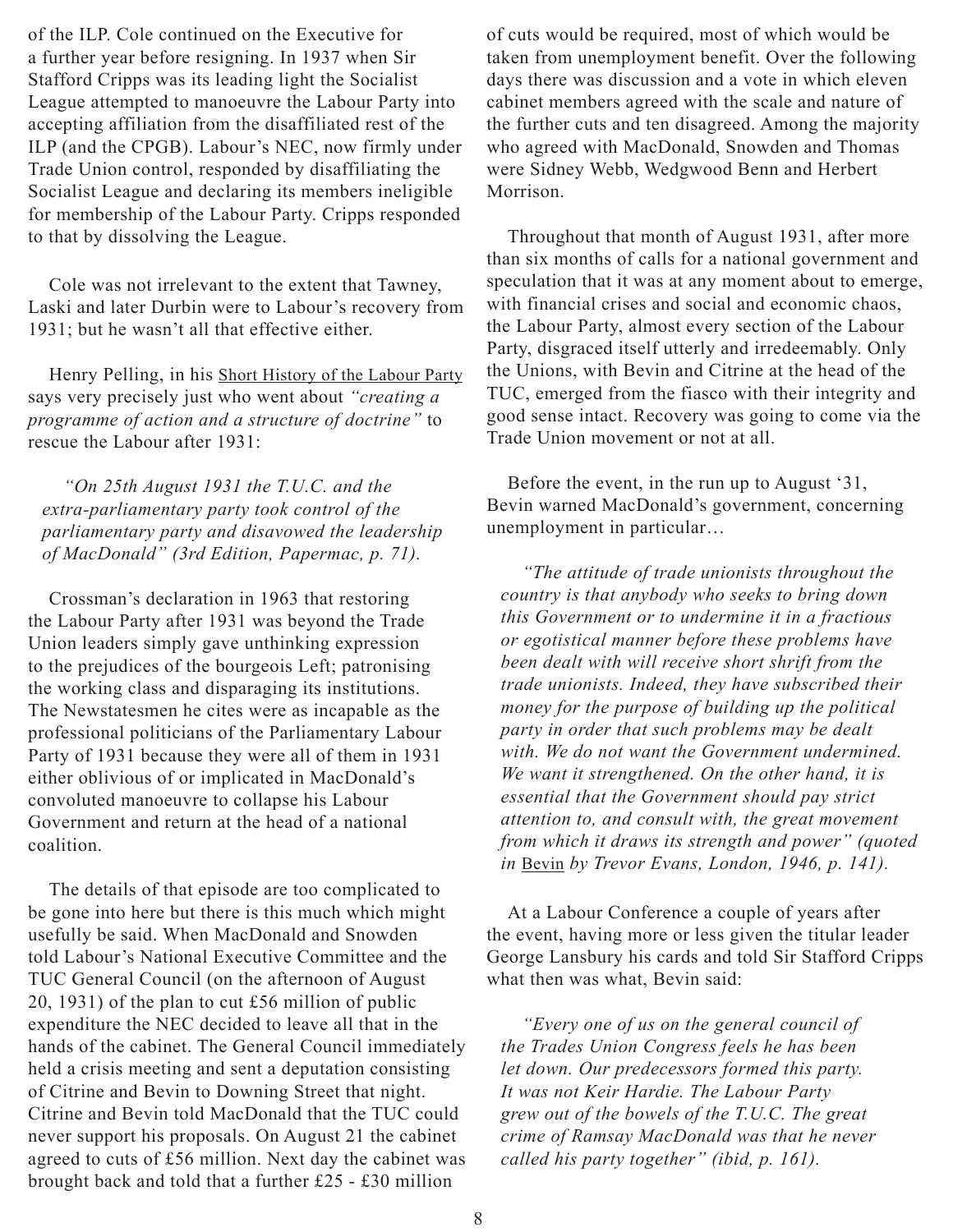of the ILP. Cole continued on the Executive for a further year before resigning. In 1937 when Sir Stafford Cripps was its leading light the Socialist League attempted to manoeuvre the Labour Party into accepting affiliation from the disaffiliated rest of the ILP (and the CPGB). Labour's NEC, now firmly under Trade Union control, responded by disaffiliating the Socialist League and declaring its members ineligible for membership of the Labour Party. Cripps responded to that by dissolving the League.

Cole was not irrelevant to the extent that Tawney, Laski and later Durbin were to Labour's recovery from 1931; but he wasn't all that effective either.

Henry Pelling, in his Short History of the Labour Party says very precisely just who went about *"creating a programme of action and a structure of doctrine"* to rescue the Labour after 1931:

> *"On 25th August 1931 the T.U.C. and the extra-parliamentary party took control of the parliamentary party and disavowed the leadership of MacDonald" (3rd Edition, Papermac, p. 71).*

Crossman's declaration in 1963 that restoring the Labour Party after 1931 was beyond the Trade Union leaders simply gave unthinking expression to the prejudices of the bourgeois Left; patronising the working class and disparaging its institutions. The Newstatesmen he cites were as incapable as the professional politicians of the Parliamentary Labour Party of 1931 because they were all of them in 1931 either oblivious of or implicated in MacDonald's convoluted manoeuvre to collapse his Labour Government and return at the head of a national coalition.

The details of that episode are too complicated to be gone into here but there is this much which might usefully be said. When MacDonald and Snowden told Labour's National Executive Committee and the TUC General Council (on the afternoon of August 20, 1931) of the plan to cut £56 million of public expenditure the NEC decided to leave all that in the hands of the cabinet. The General Council immediately held a crisis meeting and sent a deputation consisting of Citrine and Bevin to Downing Street that night. Citrine and Bevin told MacDonald that the TUC could never support his proposals. On August 21 the cabinet agreed to cuts of £56 million. Next day the cabinet was brought back and told that a further £25 - £30 million of cuts would be required, most of which would be taken from unemployment benefit. Over the following days there was discussion and a vote in which eleven cabinet members agreed with the scale and nature of the further cuts and ten disagreed. Among the majority who agreed with MacDonald, Snowden and Thomas were Sidney Webb, Wedgwood Benn and Herbert Morrison.

Throughout that month of August 1931, after more than six months of calls for a national government and speculation that it was at any moment about to emerge, with financial crises and social and economic chaos, the Labour Party, almost every section of the Labour Party, disgraced itself utterly and irredeemably. Only the Unions, with Bevin and Citrine at the head of the TUC, emerged from the fiasco with their integrity and good sense intact. Recovery was going to come via the Trade Union movement or not at all.

Before the event, in the run up to August '31, Bevin warned MacDonald's government, concerning unemployment in particular…

> *"The attitude of trade unionists throughout the country is that anybody who seeks to bring down this Government or to undermine it in a fractious or egotistical manner before these problems have been dealt with will receive short shrift from the trade unionists. Indeed, they have subscribed their money for the purpose of building up the political party in order that such problems may be dealt with. We do not want the Government undermined. We want it strengthened. On the other hand, it is essential that the Government should pay strict attention to, and consult with, the great movement from which it draws its strength and power" (quoted in* Bevin *by Trevor Evans, London, 1946, p. 141).*

At a Labour Conference a couple of years after the event, having more or less given the titular leader George Lansbury his cards and told Sir Stafford Cripps what then was what, Bevin said:

> *"Every one of us on the general council of the Trades Union Congress feels he has been let down. Our predecessors formed this party. It was not Keir Hardie. The Labour Party grew out of the bowels of the T.U.C. The great crime of Ramsay MacDonald was that he never called his party together" (ibid, p. 161).*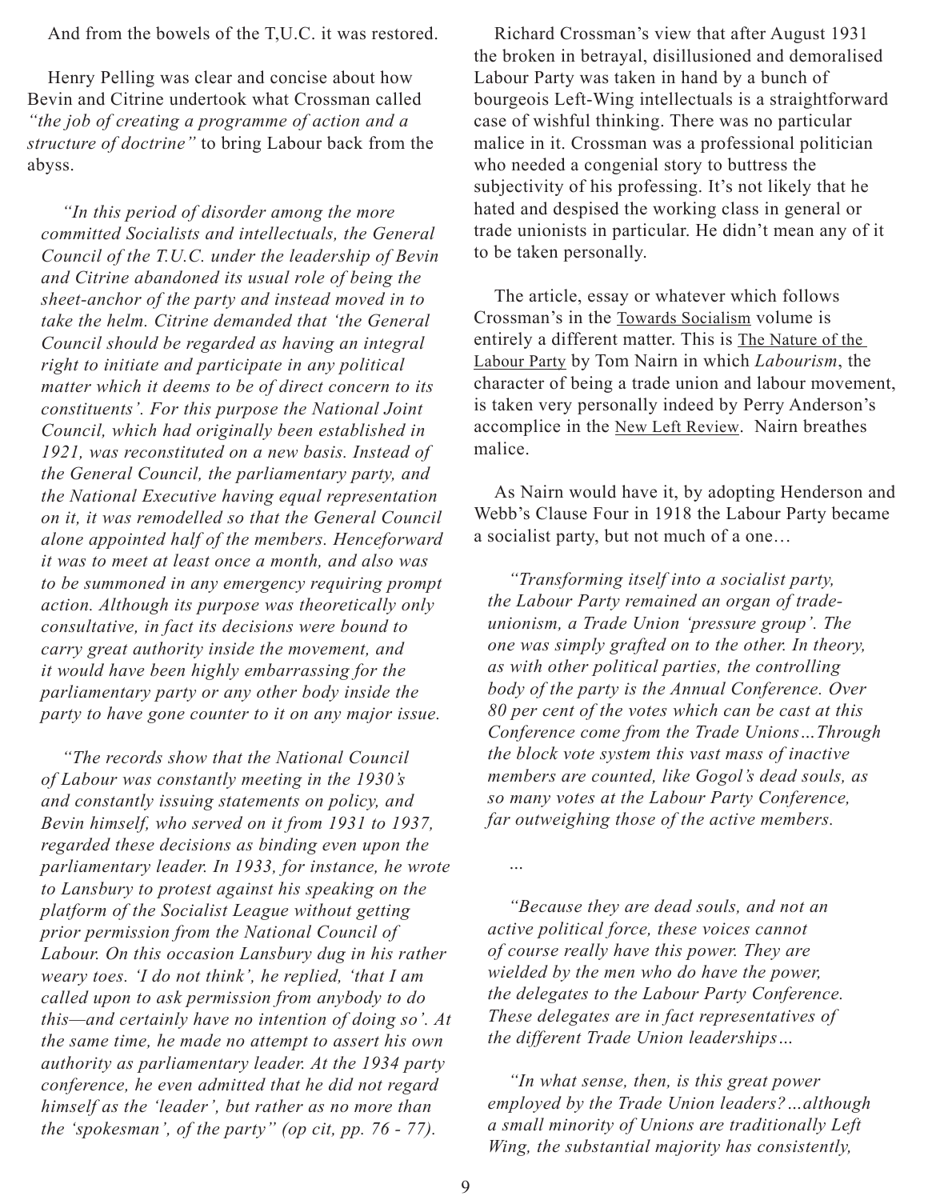And from the bowels of the T,U.C. it was restored.

Henry Pelling was clear and concise about how Bevin and Citrine undertook what Crossman called *"the job of creating a programme of action and a structure of doctrine"* to bring Labour back from the abyss.

> *"In this period of disorder among the more committed Socialists and intellectuals, the General Council of the T.U.C. under the leadership of Bevin and Citrine abandoned its usual role of being the sheet-anchor of the party and instead moved in to take the helm. Citrine demanded that 'the General Council should be regarded as having an integral right to initiate and participate in any political matter which it deems to be of direct concern to its constituents'. For this purpose the National Joint Council, which had originally been established in 1921, was reconstituted on a new basis. Instead of the General Council, the parliamentary party, and the National Executive having equal representation on it, it was remodelled so that the General Council alone appointed half of the members. Henceforward it was to meet at least once a month, and also was to be summoned in any emergency requiring prompt action. Although its purpose was theoretically only consultative, in fact its decisions were bound to carry great authority inside the movement, and it would have been highly embarrassing for the parliamentary party or any other body inside the party to have gone counter to it on any major issue.*
>
> *"The records show that the National Council of Labour was constantly meeting in the 1930's and constantly issuing statements on policy, and Bevin himself, who served on it from 1931 to 1937, regarded these decisions as binding even upon the parliamentary leader. In 1933, for instance, he wrote to Lansbury to protest against his speaking on the platform of the Socialist League without getting prior permission from the National Council of Labour. On this occasion Lansbury dug in his rather weary toes. 'I do not think', he replied, 'that I am called upon to ask permission from anybody to do this—and certainly have no intention of doing so'. At the same time, he made no attempt to assert his own authority as parliamentary leader. At the 1934 party conference, he even admitted that he did not regard himself as the 'leader', but rather as no more than the 'spokesman', of the party"* (op cit, pp. 76 - 77).

Richard Crossman's view that after August 1931 the broken in betrayal, disillusioned and demoralised Labour Party was taken in hand by a bunch of bourgeois Left-Wing intellectuals is a straightforward case of wishful thinking. There was no particular malice in it. Crossman was a professional politician who needed a congenial story to buttress the subjectivity of his professing. It's not likely that he hated and despised the working class in general or trade unionists in particular. He didn't mean any of it to be taken personally.

The article, essay or whatever which follows Crossman's in the Towards Socialism volume is entirely a different matter. This is The Nature of the Labour Party by Tom Nairn in which *Labourism*, the character of being a trade union and labour movement, is taken very personally indeed by Perry Anderson's accomplice in the New Left Review. Nairn breathes malice.

As Nairn would have it, by adopting Henderson and Webb's Clause Four in 1918 the Labour Party became a socialist party, but not much of a one…

> *"Transforming itself into a socialist party, the Labour Party remained an organ of trade-unionism, a Trade Union 'pressure group'. The one was simply grafted on to the other. In theory, as with other political parties, the controlling body of the party is the Annual Conference. Over 80 per cent of the votes which can be cast at this Conference come from the Trade Unions…Through the block vote system this vast mass of inactive members are counted, like Gogol's dead souls, as so many votes at the Labour Party Conference, far outweighing those of the active members.*
>
> *…*
>
> *"Because they are dead souls, and not an active political force, these voices cannot of course really have this power. They are wielded by the men who do have the power, the delegates to the Labour Party Conference. These delegates are in fact representatives of the different Trade Union leaderships…*
>
> *"In what sense, then, is this great power employed by the Trade Union leaders?…although a small minority of Unions are traditionally Left Wing, the substantial majority has consistently,*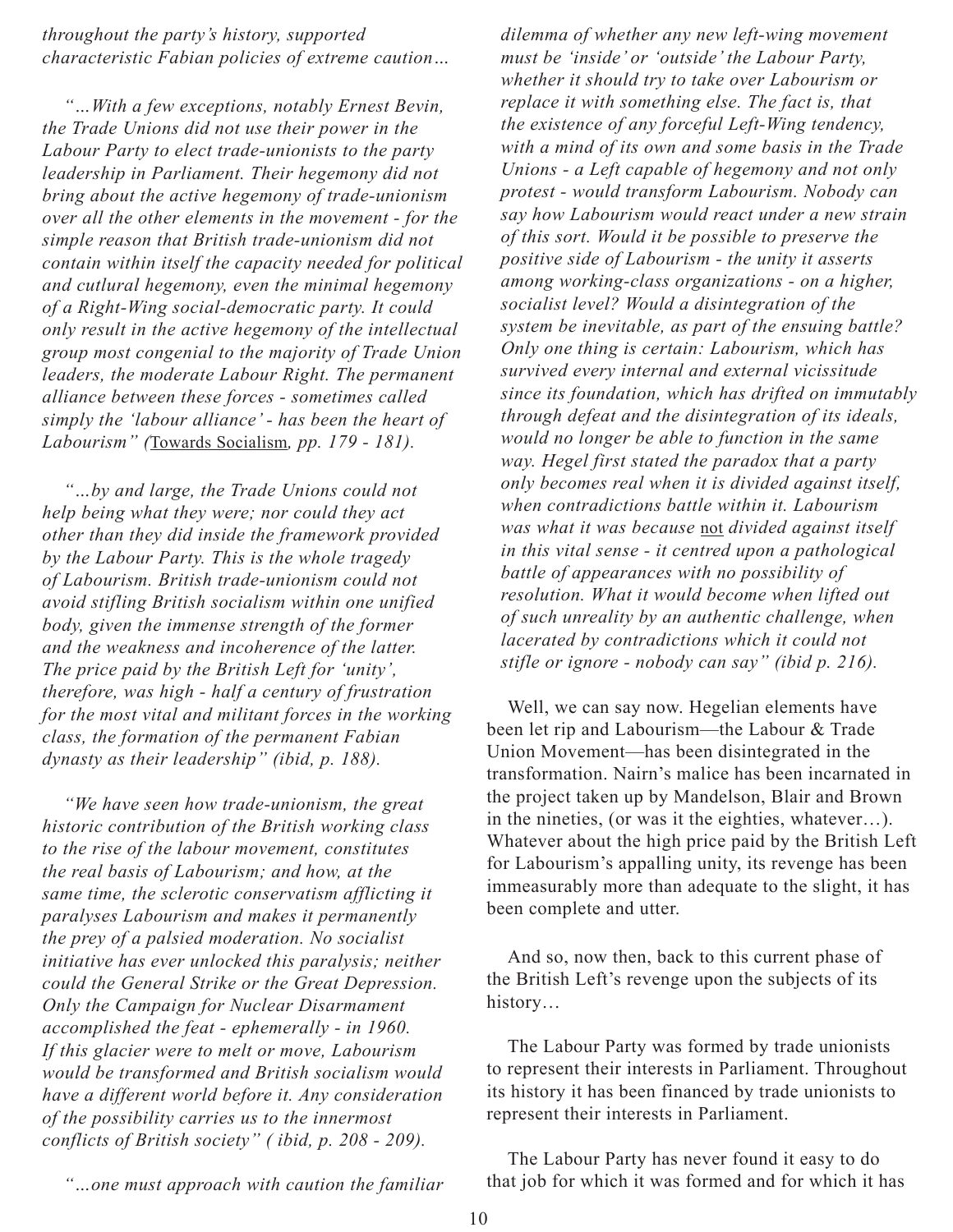*throughout the party's history, supported characteristic Fabian policies of extreme caution…*

*"…With a few exceptions, notably Ernest Bevin, the Trade Unions did not use their power in the Labour Party to elect trade-unionists to the party leadership in Parliament. Their hegemony did not bring about the active hegemony of trade-unionism over all the other elements in the movement - for the simple reason that British trade-unionism did not contain within itself the capacity needed for political and cutlural hegemony, even the minimal hegemony of a Right-Wing social-democratic party. It could only result in the active hegemony of the intellectual group most congenial to the majority of Trade Union leaders, the moderate Labour Right. The permanent alliance between these forces - sometimes called simply the 'labour alliance' - has been the heart of Labourism" (*<u>Towards Socialism</u>*, pp. 179 - 181).*

*"…by and large, the Trade Unions could not help being what they were; nor could they act other than they did inside the framework provided by the Labour Party. This is the whole tragedy of Labourism. British trade-unionism could not avoid stifling British socialism within one unified body, given the immense strength of the former and the weakness and incoherence of the latter. The price paid by the British Left for 'unity', therefore, was high - half a century of frustration for the most vital and militant forces in the working class, the formation of the permanent Fabian dynasty as their leadership" (ibid, p. 188).*

*"We have seen how trade-unionism, the great historic contribution of the British working class to the rise of the labour movement, constitutes the real basis of Labourism; and how, at the same time, the sclerotic conservatism afflicting it paralyses Labourism and makes it permanently the prey of a palsied moderation. No socialist initiative has ever unlocked this paralysis; neither could the General Strike or the Great Depression. Only the Campaign for Nuclear Disarmament accomplished the feat - ephemerally - in 1960. If this glacier were to melt or move, Labourism would be transformed and British socialism would have a different world before it. Any consideration of the possibility carries us to the innermost conflicts of British society" ( ibid, p. 208 - 209).*

*"…one must approach with caution the familiar dilemma of whether any new left-wing movement must be 'inside' or 'outside' the Labour Party, whether it should try to take over Labourism or replace it with something else. The fact is, that the existence of any forceful Left-Wing tendency, with a mind of its own and some basis in the Trade Unions - a Left capable of hegemony and not only protest - would transform Labourism. Nobody can say how Labourism would react under a new strain of this sort. Would it be possible to preserve the positive side of Labourism - the unity it asserts among working-class organizations - on a higher, socialist level? Would a disintegration of the system be inevitable, as part of the ensuing battle? Only one thing is certain: Labourism, which has survived every internal and external vicissitude since its foundation, which has drifted on immutably through defeat and the disintegration of its ideals, would no longer be able to function in the same way. Hegel first stated the paradox that a party only becomes real when it is divided against itself, when contradictions battle within it. Labourism was what it was because* <u>*not*</u> *divided against itself in this vital sense - it centred upon a pathological battle of appearances with no possibility of resolution. What it would become when lifted out of such unreality by an authentic challenge, when lacerated by contradictions which it could not stifle or ignore - nobody can say" (ibid p. 216).*

Well, we can say now. Hegelian elements have been let rip and Labourism—the Labour & Trade Union Movement—has been disintegrated in the transformation. Nairn's malice has been incarnated in the project taken up by Mandelson, Blair and Brown in the nineties, (or was it the eighties, whatever…). Whatever about the high price paid by the British Left for Labourism's appalling unity, its revenge has been immeasurably more than adequate to the slight, it has been complete and utter.

And so, now then, back to this current phase of the British Left's revenge upon the subjects of its history…

The Labour Party was formed by trade unionists to represent their interests in Parliament. Throughout its history it has been financed by trade unionists to represent their interests in Parliament.

The Labour Party has never found it easy to do that job for which it was formed and for which it has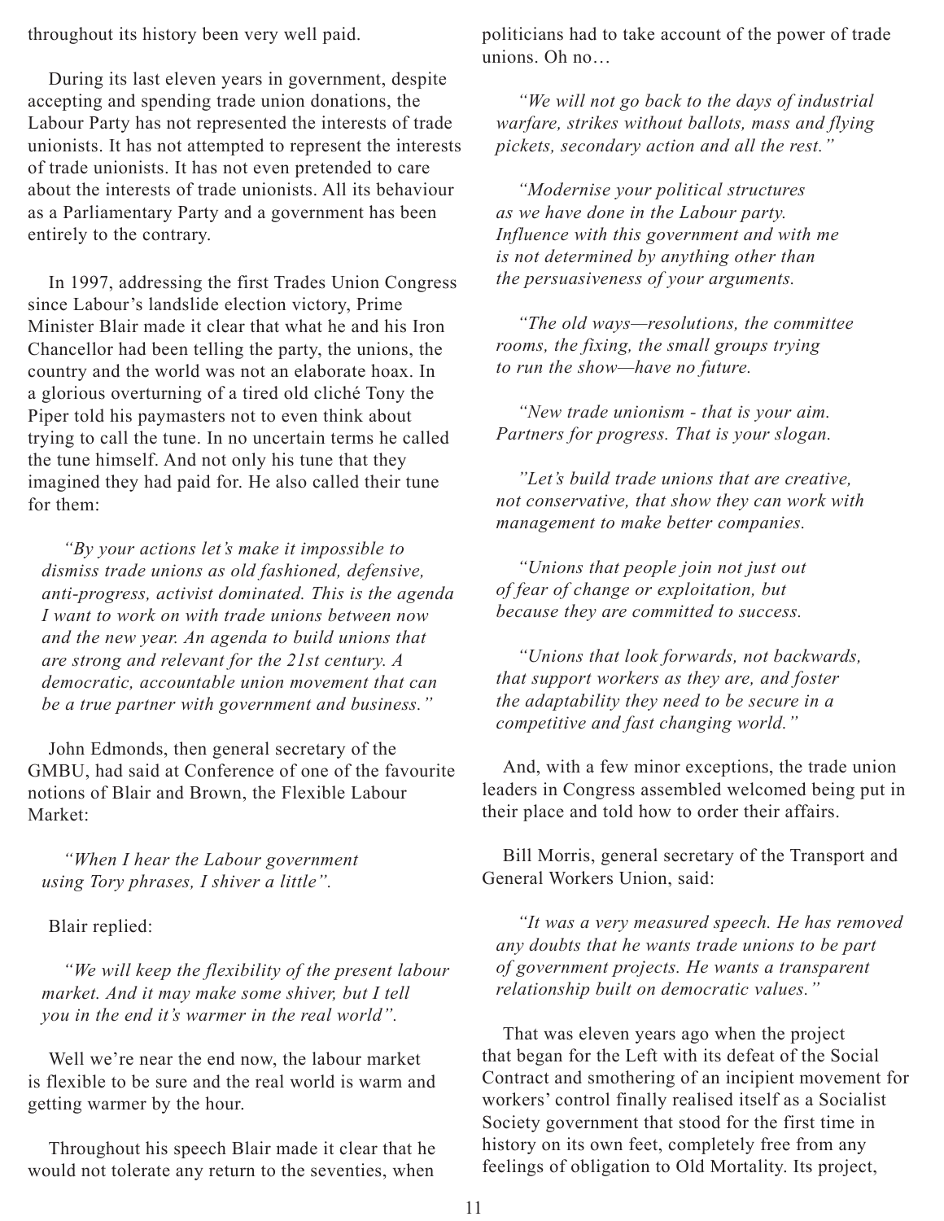throughout its history been very well paid.

During its last eleven years in government, despite accepting and spending trade union donations, the Labour Party has not represented the interests of trade unionists. It has not attempted to represent the interests of trade unionists. It has not even pretended to care about the interests of trade unionists. All its behaviour as a Parliamentary Party and a government has been entirely to the contrary.

In 1997, addressing the first Trades Union Congress since Labour's landslide election victory, Prime Minister Blair made it clear that what he and his Iron Chancellor had been telling the party, the unions, the country and the world was not an elaborate hoax. In a glorious overturning of a tired old cliché Tony the Piper told his paymasters not to even think about trying to call the tune. In no uncertain terms he called the tune himself. And not only his tune that they imagined they had paid for. He also called their tune for them:

> *"By your actions let's make it impossible to dismiss trade unions as old fashioned, defensive, anti-progress, activist dominated. This is the agenda I want to work on with trade unions between now and the new year. An agenda to build unions that are strong and relevant for the 21st century. A democratic, accountable union movement that can be a true partner with government and business."*

John Edmonds, then general secretary of the GMBU, had said at Conference of one of the favourite notions of Blair and Brown, the Flexible Labour Market:

> *"When I hear the Labour government using Tory phrases, I shiver a little".*

Blair replied:

> *"We will keep the flexibility of the present labour market. And it may make some shiver, but I tell you in the end it's warmer in the real world".*

Well we're near the end now, the labour market is flexible to be sure and the real world is warm and getting warmer by the hour.

Throughout his speech Blair made it clear that he would not tolerate any return to the seventies, when politicians had to take account of the power of trade unions. Oh no…

> *"We will not go back to the days of industrial warfare, strikes without ballots, mass and flying pickets, secondary action and all the rest."*
>
> *"Modernise your political structures as we have done in the Labour party. Influence with this government and with me is not determined by anything other than the persuasiveness of your arguments.*
>
> *"The old ways—resolutions, the committee rooms, the fixing, the small groups trying to run the show—have no future.*
>
> *"New trade unionism - that is your aim. Partners for progress. That is your slogan.*
>
> *"Let's build trade unions that are creative, not conservative, that show they can work with management to make better companies.*
>
> *"Unions that people join not just out of fear of change or exploitation, but because they are committed to success.*
>
> *"Unions that look forwards, not backwards, that support workers as they are, and foster the adaptability they need to be secure in a competitive and fast changing world."*

And, with a few minor exceptions, the trade union leaders in Congress assembled welcomed being put in their place and told how to order their affairs.

Bill Morris, general secretary of the Transport and General Workers Union, said:

> *"It was a very measured speech. He has removed any doubts that he wants trade unions to be part of government projects. He wants a transparent relationship built on democratic values."*

That was eleven years ago when the project that began for the Left with its defeat of the Social Contract and smothering of an incipient movement for workers' control finally realised itself as a Socialist Society government that stood for the first time in history on its own feet, completely free from any feelings of obligation to Old Mortality. Its project,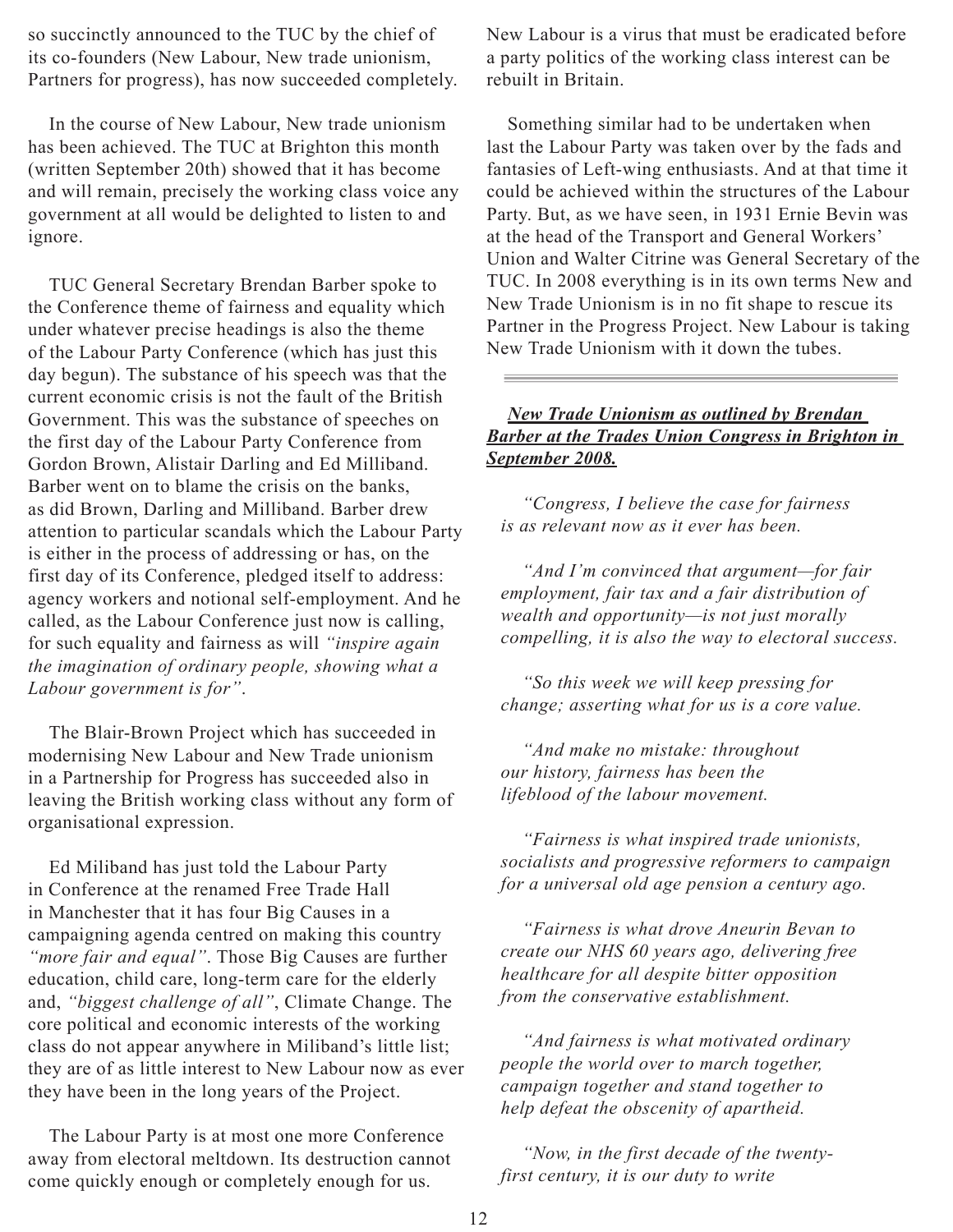so succinctly announced to the TUC by the chief of its co-founders (New Labour, New trade unionism, Partners for progress), has now succeeded completely.

In the course of New Labour, New trade unionism has been achieved. The TUC at Brighton this month (written September 20th) showed that it has become and will remain, precisely the working class voice any government at all would be delighted to listen to and ignore.

TUC General Secretary Brendan Barber spoke to the Conference theme of fairness and equality which under whatever precise headings is also the theme of the Labour Party Conference (which has just this day begun). The substance of his speech was that the current economic crisis is not the fault of the British Government. This was the substance of speeches on the first day of the Labour Party Conference from Gordon Brown, Alistair Darling and Ed Milliband. Barber went on to blame the crisis on the banks, as did Brown, Darling and Milliband. Barber drew attention to particular scandals which the Labour Party is either in the process of addressing or has, on the first day of its Conference, pledged itself to address: agency workers and notional self-employment. And he called, as the Labour Conference just now is calling, for such equality and fairness as will *"inspire again the imagination of ordinary people, showing what a Labour government is for"*.

The Blair-Brown Project which has succeeded in modernising New Labour and New Trade unionism in a Partnership for Progress has succeeded also in leaving the British working class without any form of organisational expression.

Ed Miliband has just told the Labour Party in Conference at the renamed Free Trade Hall in Manchester that it has four Big Causes in a campaigning agenda centred on making this country *"more fair and equal"*. Those Big Causes are further education, child care, long-term care for the elderly and, *"biggest challenge of all"*, Climate Change. The core political and economic interests of the working class do not appear anywhere in Miliband's little list; they are of as little interest to New Labour now as ever they have been in the long years of the Project.

The Labour Party is at most one more Conference away from electoral meltdown. Its destruction cannot come quickly enough or completely enough for us. New Labour is a virus that must be eradicated before a party politics of the working class interest can be rebuilt in Britain.

Something similar had to be undertaken when last the Labour Party was taken over by the fads and fantasies of Left-wing enthusiasts. And at that time it could be achieved within the structures of the Labour Party. But, as we have seen, in 1931 Ernie Bevin was at the head of the Transport and General Workers' Union and Walter Citrine was General Secretary of the TUC. In 2008 everything is in its own terms New and New Trade Unionism is in no fit shape to rescue its Partner in the Progress Project. New Labour is taking New Trade Unionism with it down the tubes.

---

***New Trade Unionism as outlined by Brendan Barber at the Trades Union Congress in Brighton in September 2008.***

*"Congress, I believe the case for fairness is as relevant now as it ever has been.*

*"And I'm convinced that argument—for fair employment, fair tax and a fair distribution of wealth and opportunity—is not just morally compelling, it is also the way to electoral success.*

*"So this week we will keep pressing for change; asserting what for us is a core value.*

*"And make no mistake: throughout our history, fairness has been the lifeblood of the labour movement.*

*"Fairness is what inspired trade unionists, socialists and progressive reformers to campaign for a universal old age pension a century ago.*

*"Fairness is what drove Aneurin Bevan to create our NHS 60 years ago, delivering free healthcare for all despite bitter opposition from the conservative establishment.*

*"And fairness is what motivated ordinary people the world over to march together, campaign together and stand together to help defeat the obscenity of apartheid.*

*"Now, in the first decade of the twenty-first century, it is our duty to write*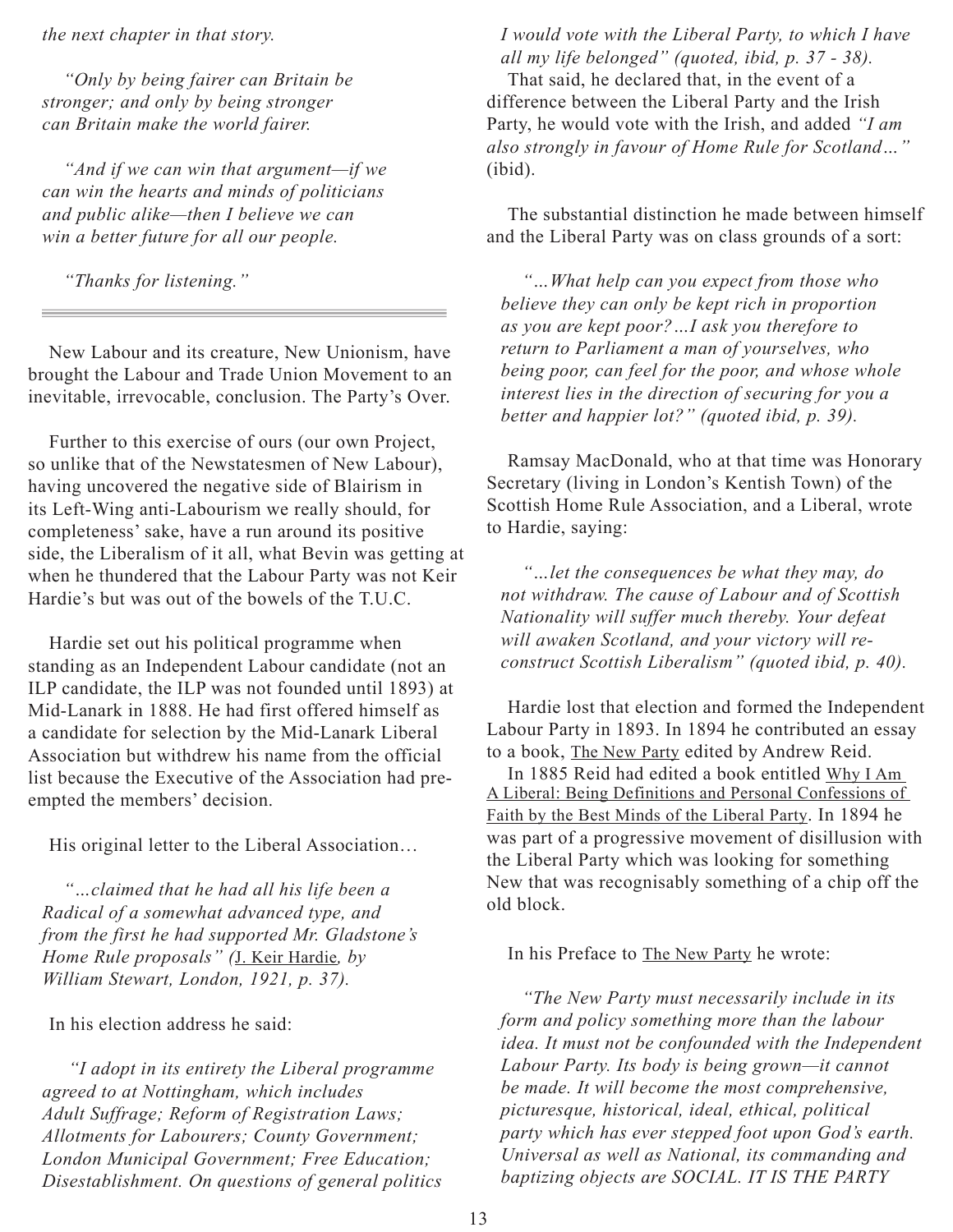*the next chapter in that story.*

> *"Only by being fairer can Britain be stronger; and only by being stronger can Britain make the world fairer.*
>
> *"And if we can win that argument—if we can win the hearts and minds of politicians and public alike—then I believe we can win a better future for all our people.*
>
> *"Thanks for listening."*

---

New Labour and its creature, New Unionism, have brought the Labour and Trade Union Movement to an inevitable, irrevocable, conclusion. The Party's Over.

Further to this exercise of ours (our own Project, so unlike that of the Newstatesmen of New Labour), having uncovered the negative side of Blairism in its Left-Wing anti-Labourism we really should, for completeness' sake, have a run around its positive side, the Liberalism of it all, what Bevin was getting at when he thundered that the Labour Party was not Keir Hardie's but was out of the bowels of the T.U.C.

Hardie set out his political programme when standing as an Independent Labour candidate (not an ILP candidate, the ILP was not founded until 1893) at Mid-Lanark in 1888. He had first offered himself as a candidate for selection by the Mid-Lanark Liberal Association but withdrew his name from the official list because the Executive of the Association had pre-empted the members' decision.

His original letter to the Liberal Association…

> *"…claimed that he had all his life been a Radical of a somewhat advanced type, and from the first he had supported Mr. Gladstone's Home Rule proposals" (*J. Keir Hardie*, by William Stewart, London, 1921, p. 37).*

In his election address he said:

> *"I adopt in its entirety the Liberal programme agreed to at Nottingham, which includes Adult Suffrage; Reform of Registration Laws; Allotments for Labourers; County Government; London Municipal Government; Free Education; Disestablishment. On questions of general politics I would vote with the Liberal Party, to which I have all my life belonged" (quoted, ibid, p. 37 - 38).*

That said, he declared that, in the event of a difference between the Liberal Party and the Irish Party, he would vote with the Irish, and added *"I am also strongly in favour of Home Rule for Scotland…"* (ibid).

The substantial distinction he made between himself and the Liberal Party was on class grounds of a sort:

> *"…What help can you expect from those who believe they can only be kept rich in proportion as you are kept poor?…I ask you therefore to return to Parliament a man of yourselves, who being poor, can feel for the poor, and whose whole interest lies in the direction of securing for you a better and happier lot?" (quoted ibid, p. 39).*

Ramsay MacDonald, who at that time was Honorary Secretary (living in London's Kentish Town) of the Scottish Home Rule Association, and a Liberal, wrote to Hardie, saying:

> *"…let the consequences be what they may, do not withdraw. The cause of Labour and of Scottish Nationality will suffer much thereby. Your defeat will awaken Scotland, and your victory will re-construct Scottish Liberalism" (quoted ibid, p. 40).*

Hardie lost that election and formed the Independent Labour Party in 1893. In 1894 he contributed an essay to a book, The New Party edited by Andrew Reid.

In 1885 Reid had edited a book entitled Why I Am A Liberal: Being Definitions and Personal Confessions of Faith by the Best Minds of the Liberal Party. In 1894 he was part of a progressive movement of disillusion with the Liberal Party which was looking for something New that was recognisably something of a chip off the old block.

In his Preface to The New Party he wrote:

> *"The New Party must necessarily include in its form and policy something more than the labour idea. It must not be confounded with the Independent Labour Party. Its body is being grown—it cannot be made. It will become the most comprehensive, picturesque, historical, ideal, ethical, political party which has ever stepped foot upon God's earth. Universal as well as National, its commanding and baptizing objects are SOCIAL. IT IS THE PARTY*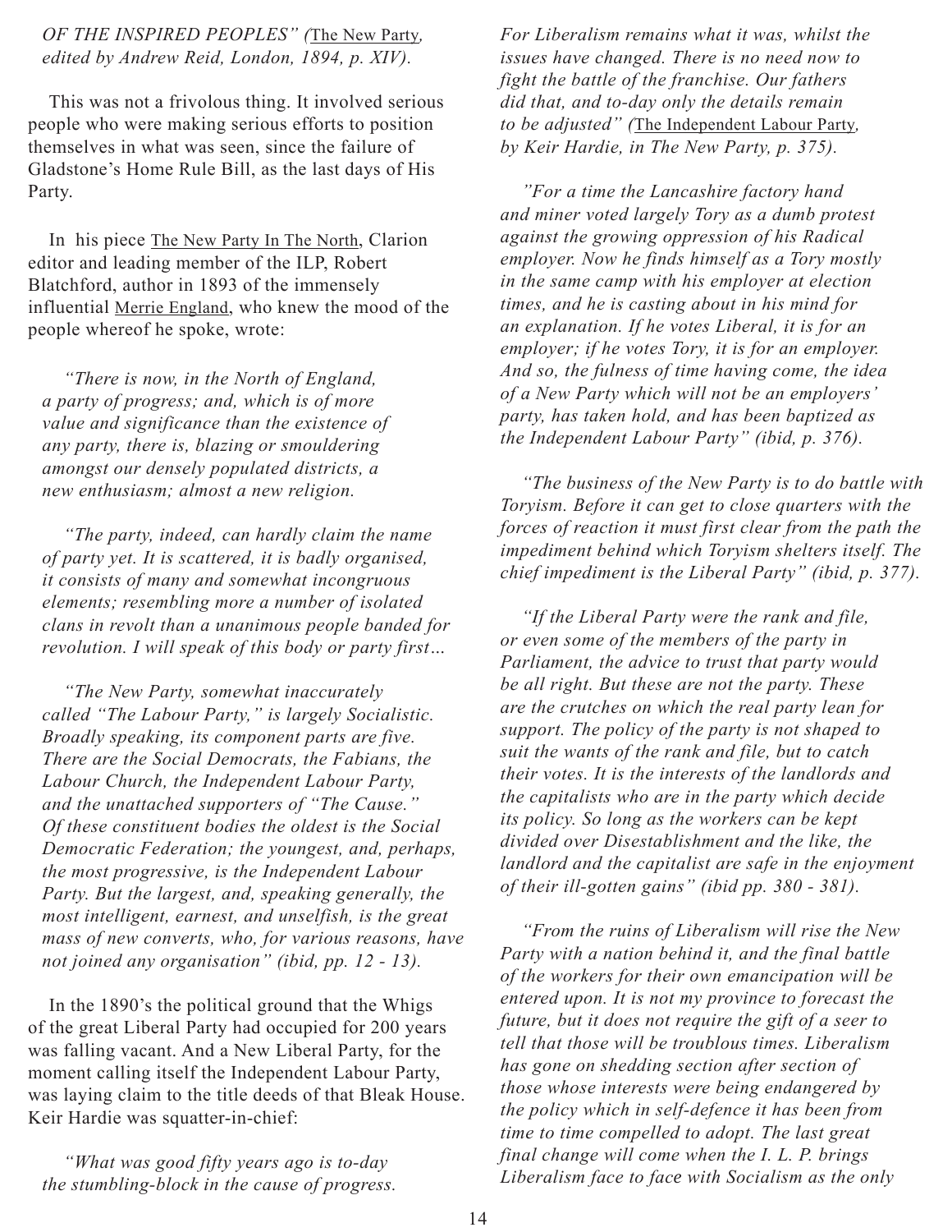*OF THE INSPIRED PEOPLES" (The New Party, edited by Andrew Reid, London, 1894, p. XIV).*

This was not a frivolous thing. It involved serious people who were making serious efforts to position themselves in what was seen, since the failure of Gladstone's Home Rule Bill, as the last days of His Party.

In his piece The New Party In The North, Clarion editor and leading member of the ILP, Robert Blatchford, author in 1893 of the immensely influential Merrie England, who knew the mood of the people whereof he spoke, wrote:

*"There is now, in the North of England, a party of progress; and, which is of more value and significance than the existence of any party, there is, blazing or smouldering amongst our densely populated districts, a new enthusiasm; almost a new religion.*

*"The party, indeed, can hardly claim the name of party yet. It is scattered, it is badly organised, it consists of many and somewhat incongruous elements; resembling more a number of isolated clans in revolt than a unanimous people banded for revolution. I will speak of this body or party first…*

*"The New Party, somewhat inaccurately called "The Labour Party," is largely Socialistic. Broadly speaking, its component parts are five. There are the Social Democrats, the Fabians, the Labour Church, the Independent Labour Party, and the unattached supporters of "The Cause." Of these constituent bodies the oldest is the Social Democratic Federation; the youngest, and, perhaps, the most progressive, is the Independent Labour Party. But the largest, and, speaking generally, the most intelligent, earnest, and unselfish, is the great mass of new converts, who, for various reasons, have not joined any organisation" (ibid, pp. 12 - 13).*

In the 1890's the political ground that the Whigs of the great Liberal Party had occupied for 200 years was falling vacant. And a New Liberal Party, for the moment calling itself the Independent Labour Party, was laying claim to the title deeds of that Bleak House. Keir Hardie was squatter-in-chief:

*"What was good fifty years ago is to-day the stumbling-block in the cause of progress. For Liberalism remains what it was, whilst the issues have changed. There is no need now to fight the battle of the franchise. Our fathers did that, and to-day only the details remain to be adjusted" (The Independent Labour Party, by Keir Hardie, in The New Party, p. 375).*

*"For a time the Lancashire factory hand and miner voted largely Tory as a dumb protest against the growing oppression of his Radical employer. Now he finds himself as a Tory mostly in the same camp with his employer at election times, and he is casting about in his mind for an explanation. If he votes Liberal, it is for an employer; if he votes Tory, it is for an employer. And so, the fulness of time having come, the idea of a New Party which will not be an employers' party, has taken hold, and has been baptized as the Independent Labour Party" (ibid, p. 376).*

*"The business of the New Party is to do battle with Toryism. Before it can get to close quarters with the forces of reaction it must first clear from the path the impediment behind which Toryism shelters itself. The chief impediment is the Liberal Party" (ibid, p. 377).*

*"If the Liberal Party were the rank and file, or even some of the members of the party in Parliament, the advice to trust that party would be all right. But these are not the party. These are the crutches on which the real party lean for support. The policy of the party is not shaped to suit the wants of the rank and file, but to catch their votes. It is the interests of the landlords and the capitalists who are in the party which decide its policy. So long as the workers can be kept divided over Disestablishment and the like, the landlord and the capitalist are safe in the enjoyment of their ill-gotten gains" (ibid pp. 380 - 381).*

*"From the ruins of Liberalism will rise the New Party with a nation behind it, and the final battle of the workers for their own emancipation will be entered upon. It is not my province to forecast the future, but it does not require the gift of a seer to tell that those will be troublous times. Liberalism has gone on shedding section after section of those whose interests were being endangered by the policy which in self-defence it has been from time to time compelled to adopt. The last great final change will come when the I. L. P. brings Liberalism face to face with Socialism as the only*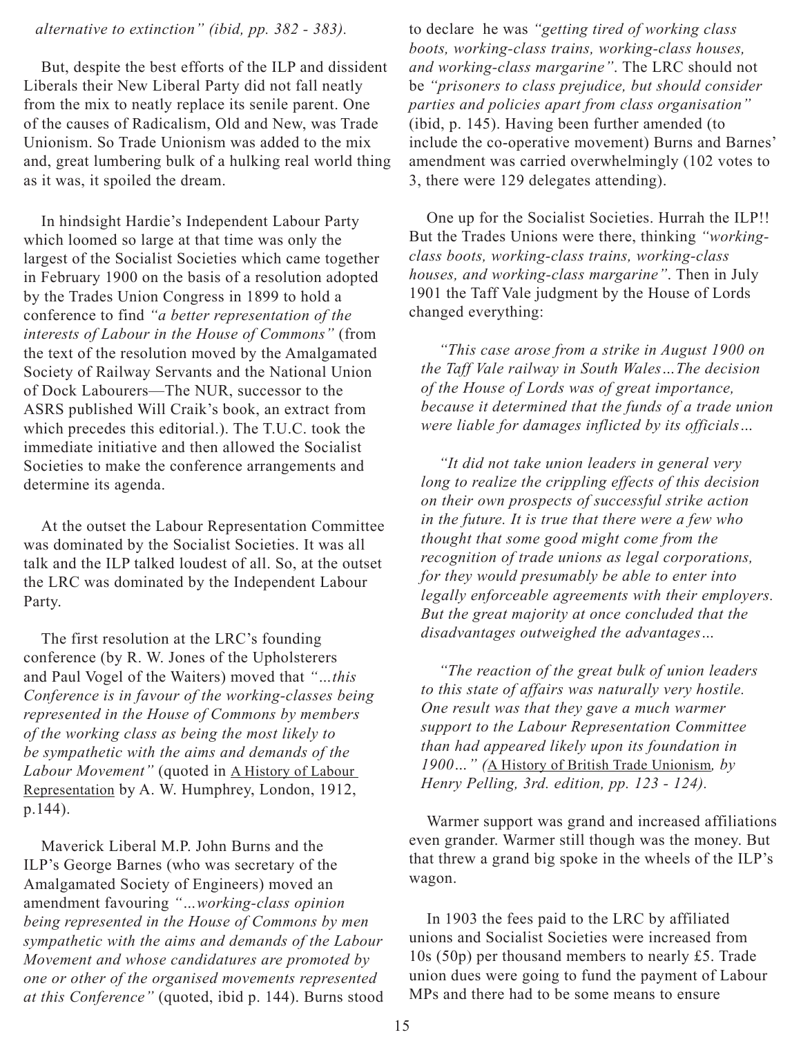*alternative to extinction" (ibid, pp. 382 - 383).*

But, despite the best efforts of the ILP and dissident Liberals their New Liberal Party did not fall neatly from the mix to neatly replace its senile parent. One of the causes of Radicalism, Old and New, was Trade Unionism. So Trade Unionism was added to the mix and, great lumbering bulk of a hulking real world thing as it was, it spoiled the dream.

In hindsight Hardie's Independent Labour Party which loomed so large at that time was only the largest of the Socialist Societies which came together in February 1900 on the basis of a resolution adopted by the Trades Union Congress in 1899 to hold a conference to find *"a better representation of the interests of Labour in the House of Commons"* (from the text of the resolution moved by the Amalgamated Society of Railway Servants and the National Union of Dock Labourers—The NUR, successor to the ASRS published Will Craik's book, an extract from which precedes this editorial.). The T.U.C. took the immediate initiative and then allowed the Socialist Societies to make the conference arrangements and determine its agenda.

At the outset the Labour Representation Committee was dominated by the Socialist Societies. It was all talk and the ILP talked loudest of all. So, at the outset the LRC was dominated by the Independent Labour Party.

The first resolution at the LRC's founding conference (by R. W. Jones of the Upholsterers and Paul Vogel of the Waiters) moved that *"…this Conference is in favour of the working-classes being represented in the House of Commons by members of the working class as being the most likely to be sympathetic with the aims and demands of the Labour Movement"* (quoted in A History of Labour Representation by A. W. Humphrey, London, 1912, p.144).

Maverick Liberal M.P. John Burns and the ILP's George Barnes (who was secretary of the Amalgamated Society of Engineers) moved an amendment favouring *"…working-class opinion being represented in the House of Commons by men sympathetic with the aims and demands of the Labour Movement and whose candidatures are promoted by one or other of the organised movements represented at this Conference"* (quoted, ibid p. 144). Burns stood to declare he was *"getting tired of working class boots, working-class trains, working-class houses, and working-class margarine"*. The LRC should not be *"prisoners to class prejudice, but should consider parties and policies apart from class organisation"* (ibid, p. 145). Having been further amended (to include the co-operative movement) Burns and Barnes' amendment was carried overwhelmingly (102 votes to 3, there were 129 delegates attending).

One up for the Socialist Societies. Hurrah the ILP!! But the Trades Unions were there, thinking *"working-class boots, working-class trains, working-class houses, and working-class margarine"*. Then in July 1901 the Taff Vale judgment by the House of Lords changed everything:

> *"This case arose from a strike in August 1900 on the Taff Vale railway in South Wales…The decision of the House of Lords was of great importance, because it determined that the funds of a trade union were liable for damages inflicted by its officials…*
>
> *"It did not take union leaders in general very long to realize the crippling effects of this decision on their own prospects of successful strike action in the future. It is true that there were a few who thought that some good might come from the recognition of trade unions as legal corporations, for they would presumably be able to enter into legally enforceable agreements with their employers. But the great majority at once concluded that the disadvantages outweighed the advantages…*
>
> *"The reaction of the great bulk of union leaders to this state of affairs was naturally very hostile. One result was that they gave a much warmer support to the Labour Representation Committee than had appeared likely upon its foundation in 1900…" (A History of British Trade Unionism, by Henry Pelling, 3rd. edition, pp. 123 - 124).*

Warmer support was grand and increased affiliations even grander. Warmer still though was the money. But that threw a grand big spoke in the wheels of the ILP's wagon.

In 1903 the fees paid to the LRC by affiliated unions and Socialist Societies were increased from 10s (50p) per thousand members to nearly £5. Trade union dues were going to fund the payment of Labour MPs and there had to be some means to ensure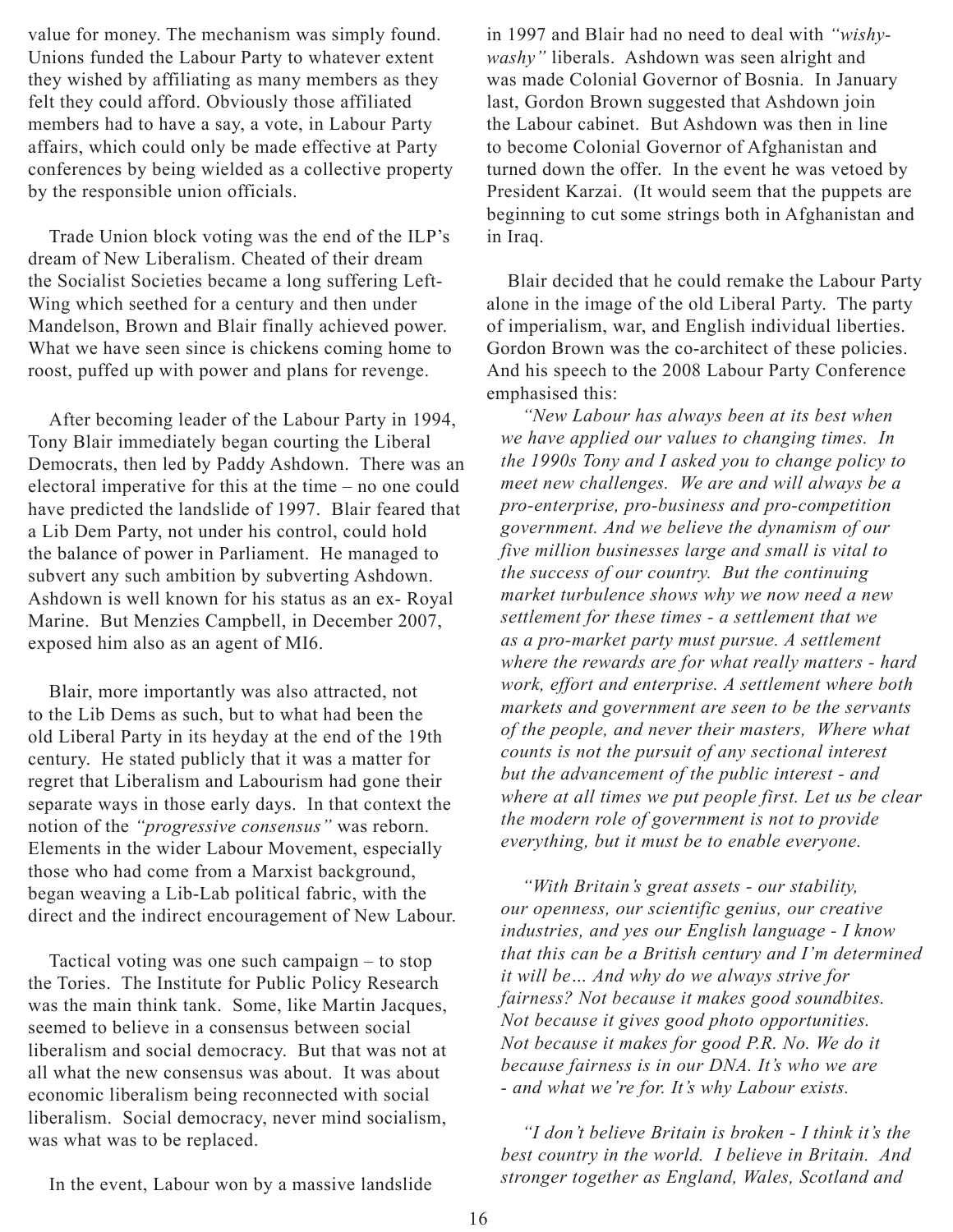value for money. The mechanism was simply found. Unions funded the Labour Party to whatever extent they wished by affiliating as many members as they felt they could afford. Obviously those affiliated members had to have a say, a vote, in Labour Party affairs, which could only be made effective at Party conferences by being wielded as a collective property by the responsible union officials.

Trade Union block voting was the end of the ILP's dream of New Liberalism. Cheated of their dream the Socialist Societies became a long suffering Left-Wing which seethed for a century and then under Mandelson, Brown and Blair finally achieved power. What we have seen since is chickens coming home to roost, puffed up with power and plans for revenge.

After becoming leader of the Labour Party in 1994, Tony Blair immediately began courting the Liberal Democrats, then led by Paddy Ashdown. There was an electoral imperative for this at the time – no one could have predicted the landslide of 1997. Blair feared that a Lib Dem Party, not under his control, could hold the balance of power in Parliament. He managed to subvert any such ambition by subverting Ashdown. Ashdown is well known for his status as an ex- Royal Marine. But Menzies Campbell, in December 2007, exposed him also as an agent of MI6.

Blair, more importantly was also attracted, not to the Lib Dems as such, but to what had been the old Liberal Party in its heyday at the end of the 19th century. He stated publicly that it was a matter for regret that Liberalism and Labourism had gone their separate ways in those early days. In that context the notion of the *"progressive consensus"* was reborn. Elements in the wider Labour Movement, especially those who had come from a Marxist background, began weaving a Lib-Lab political fabric, with the direct and the indirect encouragement of New Labour.

Tactical voting was one such campaign – to stop the Tories. The Institute for Public Policy Research was the main think tank. Some, like Martin Jacques, seemed to believe in a consensus between social liberalism and social democracy. But that was not at all what the new consensus was about. It was about economic liberalism being reconnected with social liberalism. Social democracy, never mind socialism, was what was to be replaced.

In the event, Labour won by a massive landslide in 1997 and Blair had no need to deal with *"wishy-washy"* liberals. Ashdown was seen alright and was made Colonial Governor of Bosnia. In January last, Gordon Brown suggested that Ashdown join the Labour cabinet. But Ashdown was then in line to become Colonial Governor of Afghanistan and turned down the offer. In the event he was vetoed by President Karzai. (It would seem that the puppets are beginning to cut some strings both in Afghanistan and in Iraq.

Blair decided that he could remake the Labour Party alone in the image of the old Liberal Party. The party of imperialism, war, and English individual liberties. Gordon Brown was the co-architect of these policies. And his speech to the 2008 Labour Party Conference emphasised this:

*"New Labour has always been at its best when we have applied our values to changing times. In the 1990s Tony and I asked you to change policy to meet new challenges. We are and will always be a pro-enterprise, pro-business and pro-competition government. And we believe the dynamism of our five million businesses large and small is vital to the success of our country. But the continuing market turbulence shows why we now need a new settlement for these times - a settlement that we as a pro-market party must pursue. A settlement where the rewards are for what really matters - hard work, effort and enterprise. A settlement where both markets and government are seen to be the servants of the people, and never their masters, Where what counts is not the pursuit of any sectional interest but the advancement of the public interest - and where at all times we put people first. Let us be clear the modern role of government is not to provide everything, but it must be to enable everyone.*

*"With Britain's great assets - our stability, our openness, our scientific genius, our creative industries, and yes our English language - I know that this can be a British century and I'm determined it will be… And why do we always strive for fairness? Not because it makes good soundbites. Not because it gives good photo opportunities. Not because it makes for good P.R. No. We do it because fairness is in our DNA. It's who we are - and what we're for. It's why Labour exists.*

*"I don't believe Britain is broken - I think it's the best country in the world. I believe in Britain. And stronger together as England, Wales, Scotland and*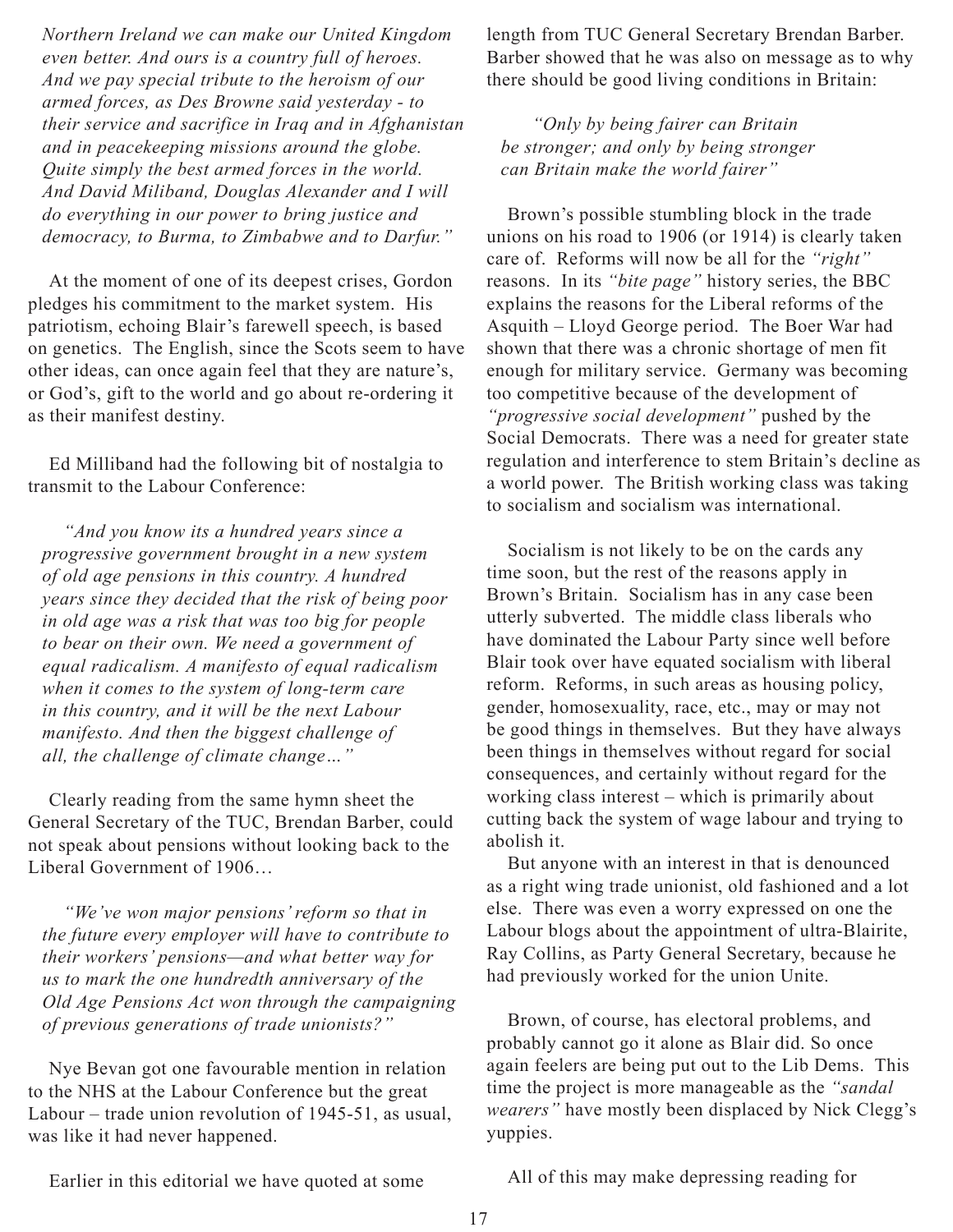*Northern Ireland we can make our United Kingdom even better. And ours is a country full of heroes. And we pay special tribute to the heroism of our armed forces, as Des Browne said yesterday - to their service and sacrifice in Iraq and in Afghanistan and in peacekeeping missions around the globe. Quite simply the best armed forces in the world. And David Miliband, Douglas Alexander and I will do everything in our power to bring justice and democracy, to Burma, to Zimbabwe and to Darfur."*

At the moment of one of its deepest crises, Gordon pledges his commitment to the market system. His patriotism, echoing Blair's farewell speech, is based on genetics. The English, since the Scots seem to have other ideas, can once again feel that they are nature's, or God's, gift to the world and go about re-ordering it as their manifest destiny.

Ed Milliband had the following bit of nostalgia to transmit to the Labour Conference:

> *"And you know its a hundred years since a progressive government brought in a new system of old age pensions in this country. A hundred years since they decided that the risk of being poor in old age was a risk that was too big for people to bear on their own. We need a government of equal radicalism. A manifesto of equal radicalism when it comes to the system of long-term care in this country, and it will be the next Labour manifesto. And then the biggest challenge of all, the challenge of climate change…"*

Clearly reading from the same hymn sheet the General Secretary of the TUC, Brendan Barber, could not speak about pensions without looking back to the Liberal Government of 1906…

> *"We've won major pensions' reform so that in the future every employer will have to contribute to their workers' pensions—and what better way for us to mark the one hundredth anniversary of the Old Age Pensions Act won through the campaigning of previous generations of trade unionists?"*

Nye Bevan got one favourable mention in relation to the NHS at the Labour Conference but the great Labour – trade union revolution of 1945-51, as usual, was like it had never happened.

Earlier in this editorial we have quoted at some length from TUC General Secretary Brendan Barber. Barber showed that he was also on message as to why there should be good living conditions in Britain:

> *"Only by being fairer can Britain be stronger; and only by being stronger can Britain make the world fairer"*

Brown's possible stumbling block in the trade unions on his road to 1906 (or 1914) is clearly taken care of. Reforms will now be all for the *"right"* reasons. In its *"bite page"* history series, the BBC explains the reasons for the Liberal reforms of the Asquith – Lloyd George period. The Boer War had shown that there was a chronic shortage of men fit enough for military service. Germany was becoming too competitive because of the development of *"progressive social development"* pushed by the Social Democrats. There was a need for greater state regulation and interference to stem Britain's decline as a world power. The British working class was taking to socialism and socialism was international.

Socialism is not likely to be on the cards any time soon, but the rest of the reasons apply in Brown's Britain. Socialism has in any case been utterly subverted. The middle class liberals who have dominated the Labour Party since well before Blair took over have equated socialism with liberal reform. Reforms, in such areas as housing policy, gender, homosexuality, race, etc., may or may not be good things in themselves. But they have always been things in themselves without regard for social consequences, and certainly without regard for the working class interest – which is primarily about cutting back the system of wage labour and trying to abolish it.

But anyone with an interest in that is denounced as a right wing trade unionist, old fashioned and a lot else. There was even a worry expressed on one the Labour blogs about the appointment of ultra-Blairite, Ray Collins, as Party General Secretary, because he had previously worked for the union Unite.

Brown, of course, has electoral problems, and probably cannot go it alone as Blair did. So once again feelers are being put out to the Lib Dems. This time the project is more manageable as the *"sandal wearers"* have mostly been displaced by Nick Clegg's yuppies.

All of this may make depressing reading for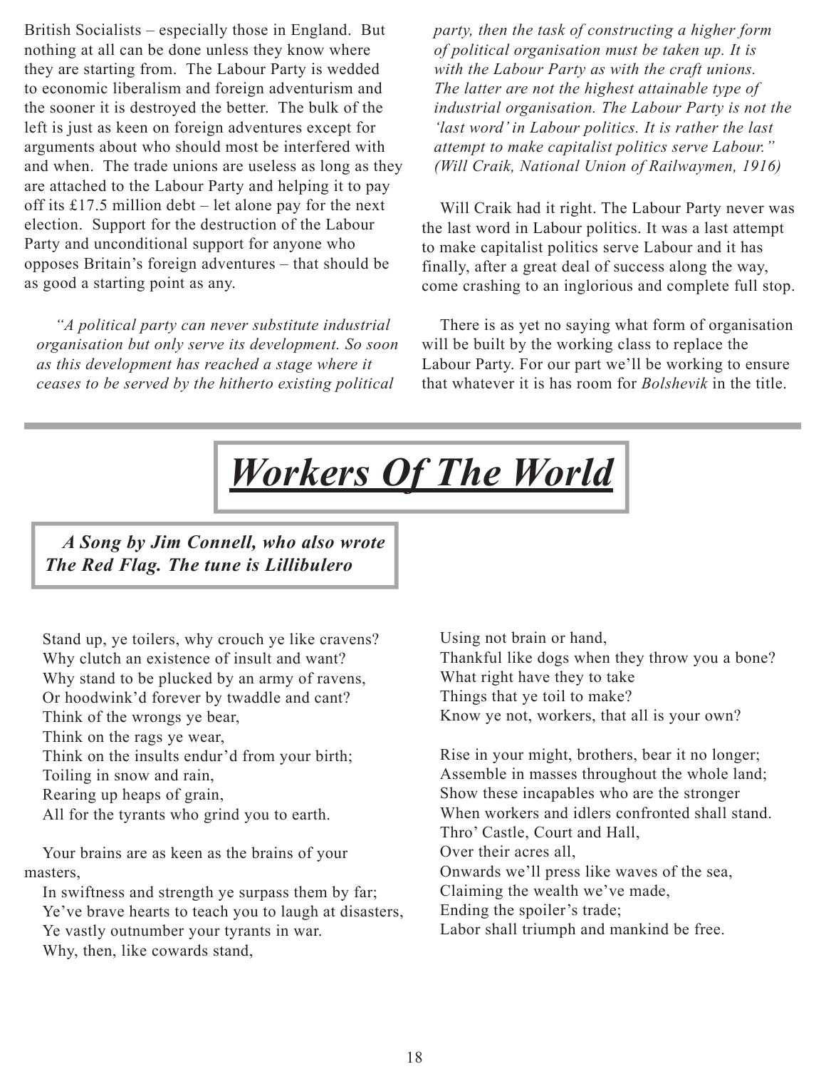British Socialists – especially those in England. But nothing at all can be done unless they know where they are starting from. The Labour Party is wedded to economic liberalism and foreign adventurism and the sooner it is destroyed the better. The bulk of the left is just as keen on foreign adventures except for arguments about who should most be interfered with and when. The trade unions are useless as long as they are attached to the Labour Party and helping it to pay off its £17.5 million debt – let alone pay for the next election. Support for the destruction of the Labour Party and unconditional support for anyone who opposes Britain's foreign adventures – that should be as good a starting point as any.

> *"A political party can never substitute industrial organisation but only serve its development. So soon as this development has reached a stage where it ceases to be served by the hitherto existing political party, then the task of constructing a higher form of political organisation must be taken up. It is with the Labour Party as with the craft unions. The latter are not the highest attainable type of industrial organisation. The Labour Party is not the 'last word' in Labour politics. It is rather the last attempt to make capitalist politics serve Labour." (Will Craik, National Union of Railwaymen, 1916)*

Will Craik had it right. The Labour Party never was the last word in Labour politics. It was a last attempt to make capitalist politics serve Labour and it has finally, after a great deal of success along the way, come crashing to an inglorious and complete full stop.

There is as yet no saying what form of organisation will be built by the working class to replace the Labour Party. For our part we'll be working to ensure that whatever it is has room for *Bolshevik* in the title.

---

# *Workers Of The World*

***A Song by Jim Connell, who also wrote The Red Flag. The tune is Lillibulero***

Stand up, ye toilers, why crouch ye like cravens?
Why clutch an existence of insult and want?
Why stand to be plucked by an army of ravens,
Or hoodwink'd forever by twaddle and cant?
Think of the wrongs ye bear,
Think on the rags ye wear,
Think on the insults endur'd from your birth;
Toiling in snow and rain,
Rearing up heaps of grain,
All for the tyrants who grind you to earth.

Your brains are as keen as the brains of your masters,
In swiftness and strength ye surpass them by far;
Ye've brave hearts to teach you to laugh at disasters,
Ye vastly outnumber your tyrants in war.
Why, then, like cowards stand,
Using not brain or hand,
Thankful like dogs when they throw you a bone?
What right have they to take
Things that ye toil to make?
Know ye not, workers, that all is your own?

Rise in your might, brothers, bear it no longer;
Assemble in masses throughout the whole land;
Show these incapables who are the stronger
When workers and idlers confronted shall stand.
Thro' Castle, Court and Hall,
Over their acres all,
Onwards we'll press like waves of the sea,
Claiming the wealth we've made,
Ending the spoiler's trade;
Labor shall triumph and mankind be free.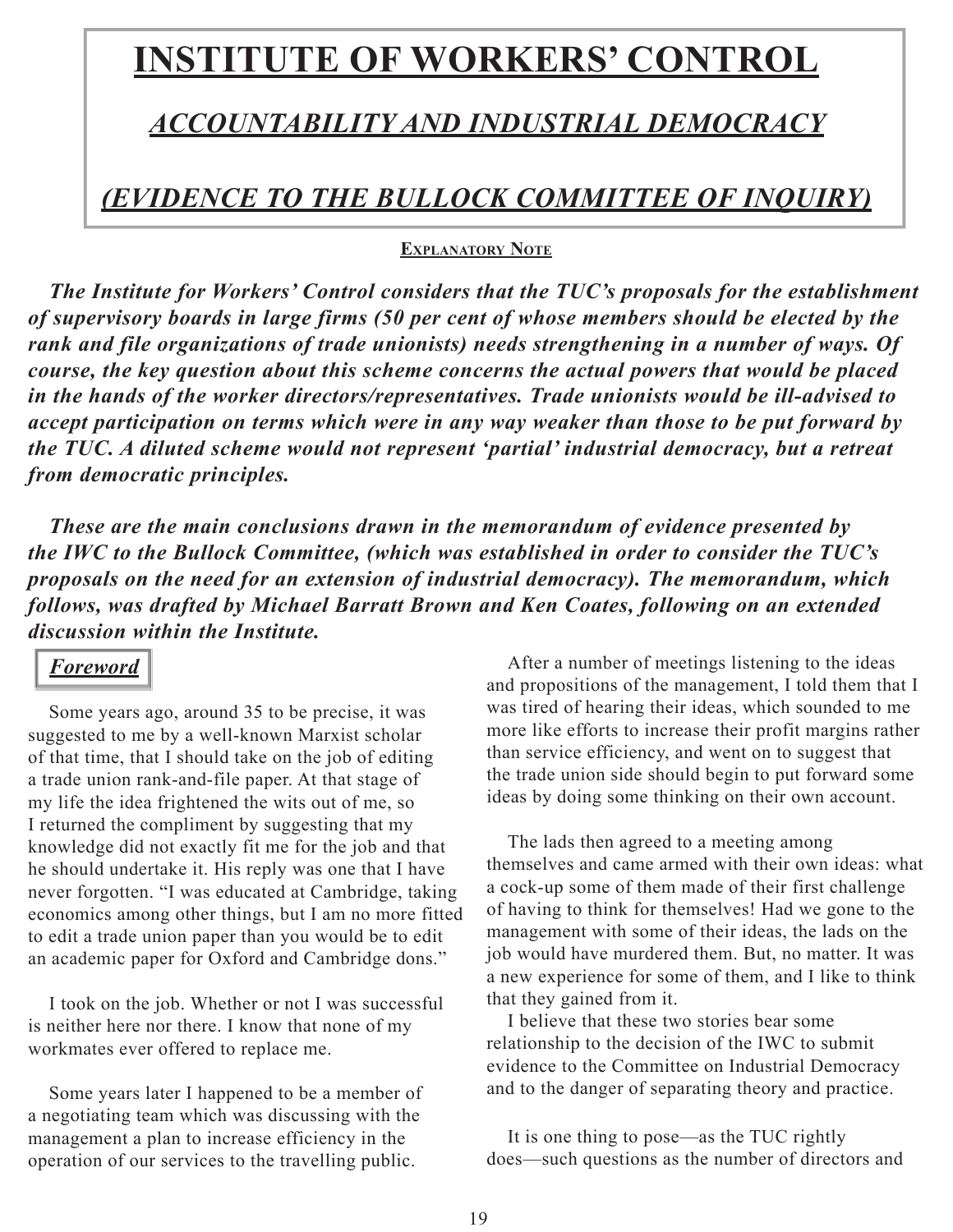# INSTITUTE OF WORKERS' CONTROL

## *ACCOUNTABILITY AND INDUSTRIAL DEMOCRACY*

## *(EVIDENCE TO THE BULLOCK COMMITTEE OF INQUIRY)*

**Explanatory Note**

***The Institute for Workers' Control considers that the TUC's proposals for the establishment of supervisory boards in large firms (50 per cent of whose members should be elected by the rank and file organizations of trade unionists) needs strengthening in a number of ways. Of course, the key question about this scheme concerns the actual powers that would be placed in the hands of the worker directors/representatives. Trade unionists would be ill-advised to accept participation on terms which were in any way weaker than those to be put forward by the TUC. A diluted scheme would not represent 'partial' industrial democracy, but a retreat from democratic principles.***

***These are the main conclusions drawn in the memorandum of evidence presented by the IWC to the Bullock Committee, (which was established in order to consider the TUC's proposals on the need for an extension of industrial democracy). The memorandum, which follows, was drafted by Michael Barratt Brown and Ken Coates, following on an extended discussion within the Institute.***

### *Foreword*

Some years ago, around 35 to be precise, it was suggested to me by a well-known Marxist scholar of that time, that I should take on the job of editing a trade union rank-and-file paper. At that stage of my life the idea frightened the wits out of me, so I returned the compliment by suggesting that my knowledge did not exactly fit me for the job and that he should undertake it. His reply was one that I have never forgotten. "I was educated at Cambridge, taking economics among other things, but I am no more fitted to edit a trade union paper than you would be to edit an academic paper for Oxford and Cambridge dons."

I took on the job. Whether or not I was successful is neither here nor there. I know that none of my workmates ever offered to replace me.

Some years later I happened to be a member of a negotiating team which was discussing with the management a plan to increase efficiency in the operation of our services to the travelling public.

After a number of meetings listening to the ideas and propositions of the management, I told them that I was tired of hearing their ideas, which sounded to me more like efforts to increase their profit margins rather than service efficiency, and went on to suggest that the trade union side should begin to put forward some ideas by doing some thinking on their own account.

The lads then agreed to a meeting among themselves and came armed with their own ideas: what a cock-up some of them made of their first challenge of having to think for themselves! Had we gone to the management with some of their ideas, the lads on the job would have murdered them. But, no matter. It was a new experience for some of them, and I like to think that they gained from it.

I believe that these two stories bear some relationship to the decision of the IWC to submit evidence to the Committee on Industrial Democracy and to the danger of separating theory and practice.

It is one thing to pose—as the TUC rightly does—such questions as the number of directors and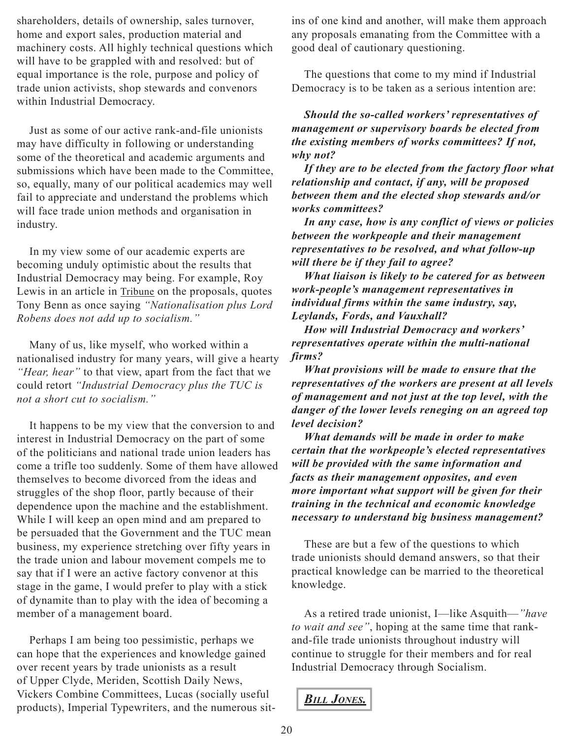shareholders, details of ownership, sales turnover, home and export sales, production material and machinery costs. All highly technical questions which will have to be grappled with and resolved: but of equal importance is the role, purpose and policy of trade union activists, shop stewards and convenors within Industrial Democracy.

Just as some of our active rank-and-file unionists may have difficulty in following or understanding some of the theoretical and academic arguments and submissions which have been made to the Committee, so, equally, many of our political academics may well fail to appreciate and understand the problems which will face trade union methods and organisation in industry.

In my view some of our academic experts are becoming unduly optimistic about the results that Industrial Democracy may being. For example, Roy Lewis in an article in Tribune on the proposals, quotes Tony Benn as once saying *"Nationalisation plus Lord Robens does not add up to socialism."*

Many of us, like myself, who worked within a nationalised industry for many years, will give a hearty *"Hear, hear"* to that view, apart from the fact that we could retort *"Industrial Democracy plus the TUC is not a short cut to socialism."*

It happens to be my view that the conversion to and interest in Industrial Democracy on the part of some of the politicians and national trade union leaders has come a trifle too suddenly. Some of them have allowed themselves to become divorced from the ideas and struggles of the shop floor, partly because of their dependence upon the machine and the establishment. While I will keep an open mind and am prepared to be persuaded that the Government and the TUC mean business, my experience stretching over fifty years in the trade union and labour movement compels me to say that if I were an active factory convenor at this stage in the game, I would prefer to play with a stick of dynamite than to play with the idea of becoming a member of a management board.

Perhaps I am being too pessimistic, perhaps we can hope that the experiences and knowledge gained over recent years by trade unionists as a result of Upper Clyde, Meriden, Scottish Daily News, Vickers Combine Committees, Lucas (socially useful products), Imperial Typewriters, and the numerous sit-ins of one kind and another, will make them approach any proposals emanating from the Committee with a good deal of cautionary questioning.

The questions that come to my mind if Industrial Democracy is to be taken as a serious intention are:

***Should the so-called workers' representatives of management or supervisory boards be elected from the existing members of works committees? If not, why not?***

***If they are to be elected from the factory floor what relationship and contact, if any, will be proposed between them and the elected shop stewards and/or works committees?***

***In any case, how is any conflict of views or policies between the workpeople and their management representatives to be resolved, and what follow-up will there be if they fail to agree?***

***What liaison is likely to be catered for as between work-people's management representatives in individual firms within the same industry, say, Leylands, Fords, and Vauxhall?***

***How will Industrial Democracy and workers' representatives operate within the multi-national firms?***

***What provisions will be made to ensure that the representatives of the workers are present at all levels of management and not just at the top level, with the danger of the lower levels reneging on an agreed top level decision?***

***What demands will be made in order to make certain that the workpeople's elected representatives will be provided with the same information and facts as their management opposites, and even more important what support will be given for their training in the technical and economic knowledge necessary to understand big business management?***

These are but a few of the questions to which trade unionists should demand answers, so that their practical knowledge can be married to the theoretical knowledge.

As a retired trade unionist, I—like Asquith—*"have to wait and see"*, hoping at the same time that rank-and-file trade unionists throughout industry will continue to struggle for their members and for real Industrial Democracy through Socialism.

***Bill Jones.***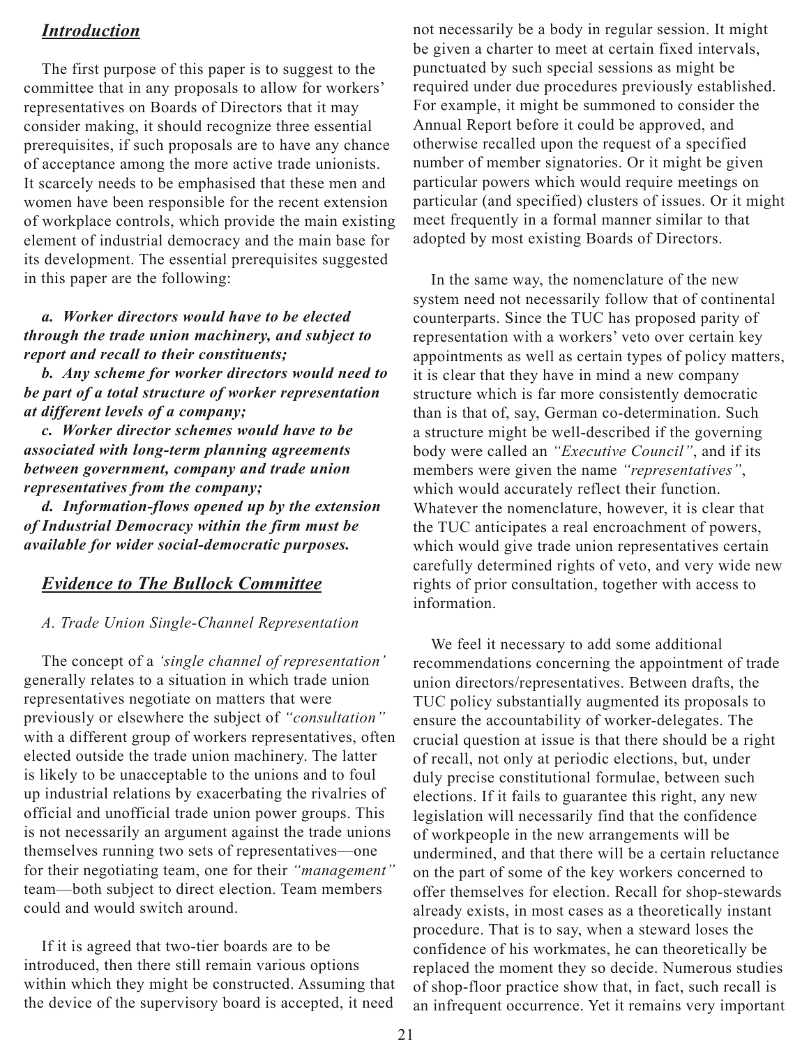## *Introduction*

The first purpose of this paper is to suggest to the committee that in any proposals to allow for workers' representatives on Boards of Directors that it may consider making, it should recognize three essential prerequisites, if such proposals are to have any chance of acceptance among the more active trade unionists. It scarcely needs to be emphasised that these men and women have been responsible for the recent extension of workplace controls, which provide the main existing element of industrial democracy and the main base for its development. The essential prerequisites suggested in this paper are the following:

***a. Worker directors would have to be elected through the trade union machinery, and subject to report and recall to their constituents;***

***b. Any scheme for worker directors would need to be part of a total structure of worker representation at different levels of a company;***

***c. Worker director schemes would have to be associated with long-term planning agreements between government, company and trade union representatives from the company;***

***d. Information-flows opened up by the extension of Industrial Democracy within the firm must be available for wider social-democratic purposes.***

## *Evidence to The Bullock Committee*

### *A. Trade Union Single-Channel Representation*

The concept of a *'single channel of representation'* generally relates to a situation in which trade union representatives negotiate on matters that were previously or elsewhere the subject of *"consultation"* with a different group of workers representatives, often elected outside the trade union machinery. The latter is likely to be unacceptable to the unions and to foul up industrial relations by exacerbating the rivalries of official and unofficial trade union power groups. This is not necessarily an argument against the trade unions themselves running two sets of representatives—one for their negotiating team, one for their *"management"* team—both subject to direct election. Team members could and would switch around.

If it is agreed that two-tier boards are to be introduced, then there still remain various options within which they might be constructed. Assuming that the device of the supervisory board is accepted, it need not necessarily be a body in regular session. It might be given a charter to meet at certain fixed intervals, punctuated by such special sessions as might be required under due procedures previously established. For example, it might be summoned to consider the Annual Report before it could be approved, and otherwise recalled upon the request of a specified number of member signatories. Or it might be given particular powers which would require meetings on particular (and specified) clusters of issues. Or it might meet frequently in a formal manner similar to that adopted by most existing Boards of Directors.

In the same way, the nomenclature of the new system need not necessarily follow that of continental counterparts. Since the TUC has proposed parity of representation with a workers' veto over certain key appointments as well as certain types of policy matters, it is clear that they have in mind a new company structure which is far more consistently democratic than is that of, say, German co-determination. Such a structure might be well-described if the governing body were called an *"Executive Council"*, and if its members were given the name *"representatives"*, which would accurately reflect their function. Whatever the nomenclature, however, it is clear that the TUC anticipates a real encroachment of powers, which would give trade union representatives certain carefully determined rights of veto, and very wide new rights of prior consultation, together with access to information.

We feel it necessary to add some additional recommendations concerning the appointment of trade union directors/representatives. Between drafts, the TUC policy substantially augmented its proposals to ensure the accountability of worker-delegates. The crucial question at issue is that there should be a right of recall, not only at periodic elections, but, under duly precise constitutional formulae, between such elections. If it fails to guarantee this right, any new legislation will necessarily find that the confidence of workpeople in the new arrangements will be undermined, and that there will be a certain reluctance on the part of some of the key workers concerned to offer themselves for election. Recall for shop-stewards already exists, in most cases as a theoretically instant procedure. That is to say, when a steward loses the confidence of his workmates, he can theoretically be replaced the moment they so decide. Numerous studies of shop-floor practice show that, in fact, such recall is an infrequent occurrence. Yet it remains very important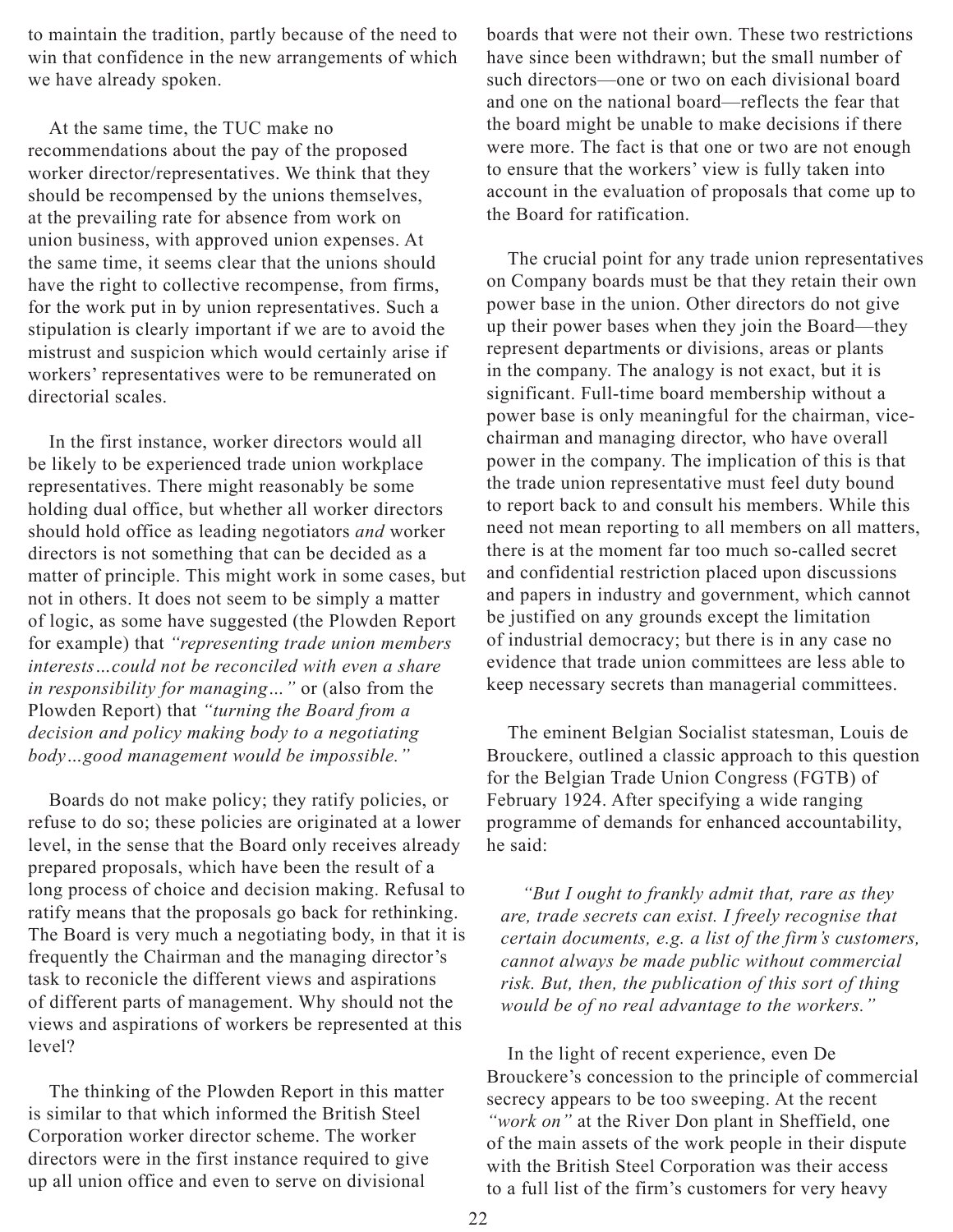to maintain the tradition, partly because of the need to win that confidence in the new arrangements of which we have already spoken.

At the same time, the TUC make no recommendations about the pay of the proposed worker director/representatives. We think that they should be recompensed by the unions themselves, at the prevailing rate for absence from work on union business, with approved union expenses. At the same time, it seems clear that the unions should have the right to collective recompense, from firms, for the work put in by union representatives. Such a stipulation is clearly important if we are to avoid the mistrust and suspicion which would certainly arise if workers' representatives were to be remunerated on directorial scales.

In the first instance, worker directors would all be likely to be experienced trade union workplace representatives. There might reasonably be some holding dual office, but whether all worker directors should hold office as leading negotiators *and* worker directors is not something that can be decided as a matter of principle. This might work in some cases, but not in others. It does not seem to be simply a matter of logic, as some have suggested (the Plowden Report for example) that *"representing trade union members interests…could not be reconciled with even a share in responsibility for managing…"* or (also from the Plowden Report) that *"turning the Board from a decision and policy making body to a negotiating body…good management would be impossible."*

Boards do not make policy; they ratify policies, or refuse to do so; these policies are originated at a lower level, in the sense that the Board only receives already prepared proposals, which have been the result of a long process of choice and decision making. Refusal to ratify means that the proposals go back for rethinking. The Board is very much a negotiating body, in that it is frequently the Chairman and the managing director's task to reconicle the different views and aspirations of different parts of management. Why should not the views and aspirations of workers be represented at this level?

The thinking of the Plowden Report in this matter is similar to that which informed the British Steel Corporation worker director scheme. The worker directors were in the first instance required to give up all union office and even to serve on divisional boards that were not their own. These two restrictions have since been withdrawn; but the small number of such directors—one or two on each divisional board and one on the national board—reflects the fear that the board might be unable to make decisions if there were more. The fact is that one or two are not enough to ensure that the workers' view is fully taken into account in the evaluation of proposals that come up to the Board for ratification.

The crucial point for any trade union representatives on Company boards must be that they retain their own power base in the union. Other directors do not give up their power bases when they join the Board—they represent departments or divisions, areas or plants in the company. The analogy is not exact, but it is significant. Full-time board membership without a power base is only meaningful for the chairman, vice-chairman and managing director, who have overall power in the company. The implication of this is that the trade union representative must feel duty bound to report back to and consult his members. While this need not mean reporting to all members on all matters, there is at the moment far too much so-called secret and confidential restriction placed upon discussions and papers in industry and government, which cannot be justified on any grounds except the limitation of industrial democracy; but there is in any case no evidence that trade union committees are less able to keep necessary secrets than managerial committees.

The eminent Belgian Socialist statesman, Louis de Brouckere, outlined a classic approach to this question for the Belgian Trade Union Congress (FGTB) of February 1924. After specifying a wide ranging programme of demands for enhanced accountability, he said:

> *"But I ought to frankly admit that, rare as they are, trade secrets can exist. I freely recognise that certain documents, e.g. a list of the firm's customers, cannot always be made public without commercial risk. But, then, the publication of this sort of thing would be of no real advantage to the workers."*

In the light of recent experience, even De Brouckere's concession to the principle of commercial secrecy appears to be too sweeping. At the recent *"work on"* at the River Don plant in Sheffield, one of the main assets of the work people in their dispute with the British Steel Corporation was their access to a full list of the firm's customers for very heavy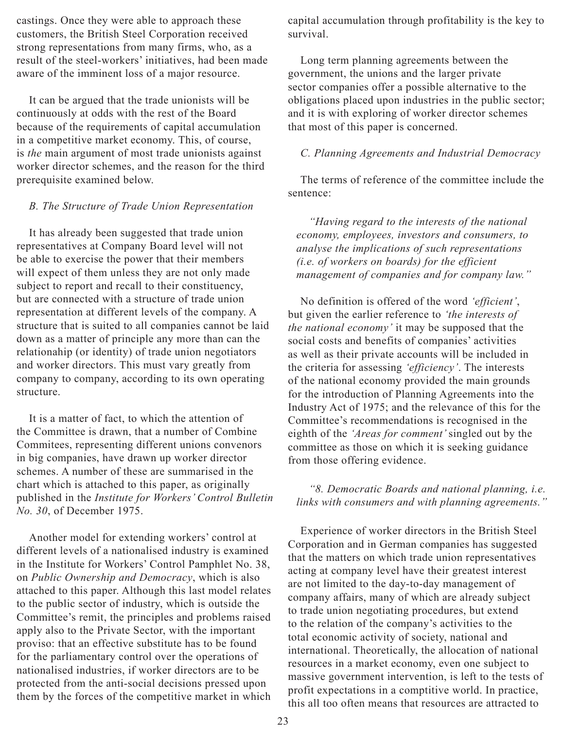castings. Once they were able to approach these customers, the British Steel Corporation received strong representations from many firms, who, as a result of the steel-workers' initiatives, had been made aware of the imminent loss of a major resource.

It can be argued that the trade unionists will be continuously at odds with the rest of the Board because of the requirements of capital accumulation in a competitive market economy. This, of course, is *the* main argument of most trade unionists against worker director schemes, and the reason for the third prerequisite examined below.

*B. The Structure of Trade Union Representation*

It has already been suggested that trade union representatives at Company Board level will not be able to exercise the power that their members will expect of them unless they are not only made subject to report and recall to their constituency, but are connected with a structure of trade union representation at different levels of the company. A structure that is suited to all companies cannot be laid down as a matter of principle any more than can the relationahip (or identity) of trade union negotiators and worker directors. This must vary greatly from company to company, according to its own operating structure.

It is a matter of fact, to which the attention of the Committee is drawn, that a number of Combine Commitees, representing different unions convenors in big companies, have drawn up worker director schemes. A number of these are summarised in the chart which is attached to this paper, as originally published in the *Institute for Workers' Control Bulletin No. 30*, of December 1975.

Another model for extending workers' control at different levels of a nationalised industry is examined in the Institute for Workers' Control Pamphlet No. 38, on *Public Ownership and Democracy*, which is also attached to this paper. Although this last model relates to the public sector of industry, which is outside the Committee's remit, the principles and problems raised apply also to the Private Sector, with the important proviso: that an effective substitute has to be found for the parliamentary control over the operations of nationalised industries, if worker directors are to be protected from the anti-social decisions pressed upon them by the forces of the competitive market in which capital accumulation through profitability is the key to survival.

Long term planning agreements between the government, the unions and the larger private sector companies offer a possible alternative to the obligations placed upon industries in the public sector; and it is with exploring of worker director schemes that most of this paper is concerned.

*C. Planning Agreements and Industrial Democracy*

The terms of reference of the committee include the sentence:

> *"Having regard to the interests of the national economy, employees, investors and consumers, to analyse the implications of such representations (i.e. of workers on boards) for the efficient management of companies and for company law."*

No definition is offered of the word *'efficient'*, but given the earlier reference to *'the interests of the national economy'* it may be supposed that the social costs and benefits of companies' activities as well as their private accounts will be included in the criteria for assessing *'efficiency'*. The interests of the national economy provided the main grounds for the introduction of Planning Agreements into the Industry Act of 1975; and the relevance of this for the Committee's recommendations is recognised in the eighth of the *'Areas for comment'* singled out by the committee as those on which it is seeking guidance from those offering evidence.

> *"8. Democratic Boards and national planning, i.e. links with consumers and with planning agreements."*

Experience of worker directors in the British Steel Corporation and in German companies has suggested that the matters on which trade union representatives acting at company level have their greatest interest are not limited to the day-to-day management of company affairs, many of which are already subject to trade union negotiating procedures, but extend to the relation of the company's activities to the total economic activity of society, national and international. Theoretically, the allocation of national resources in a market economy, even one subject to massive government intervention, is left to the tests of profit expectations in a comptitive world. In practice, this all too often means that resources are attracted to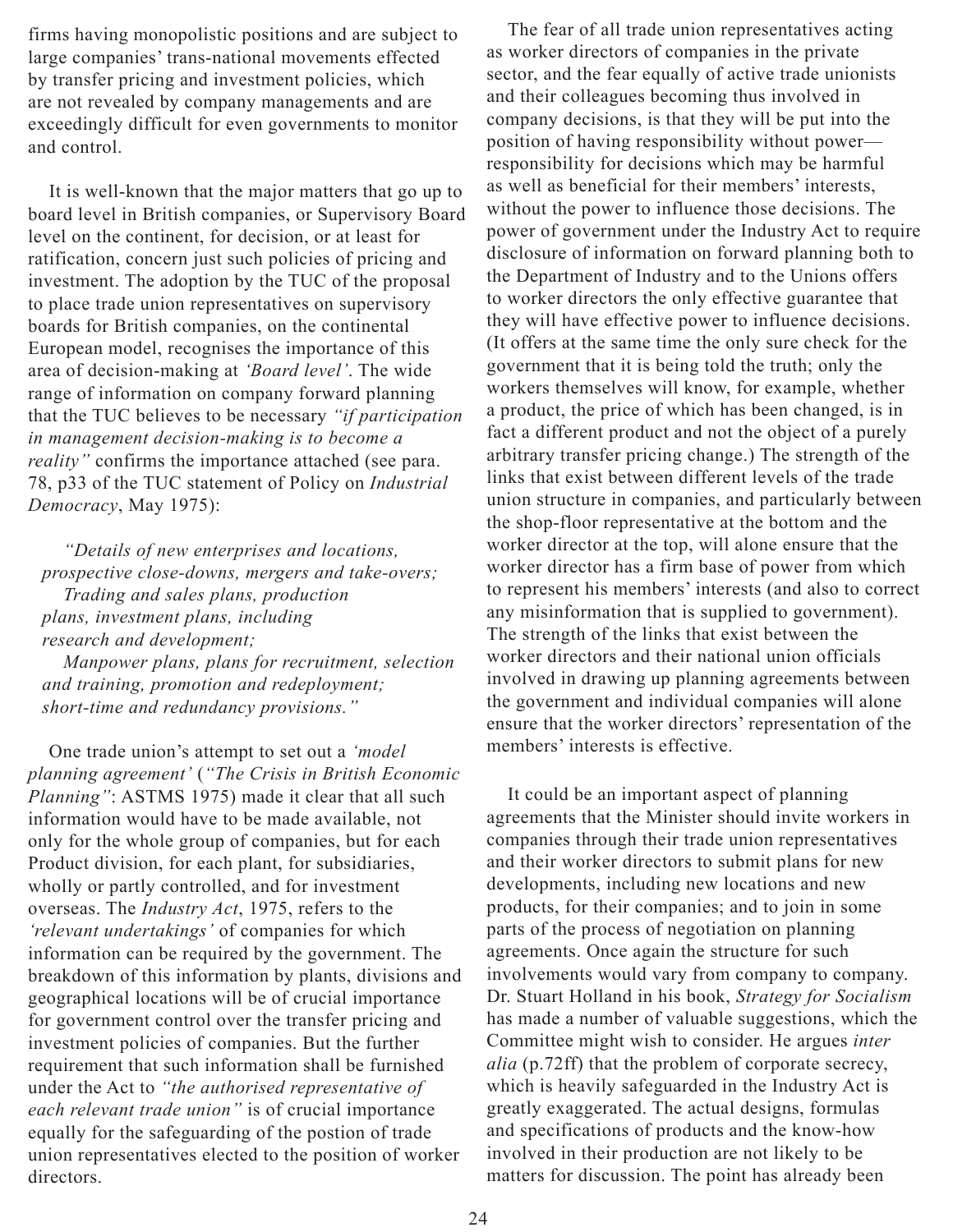firms having monopolistic positions and are subject to large companies' trans-national movements effected by transfer pricing and investment policies, which are not revealed by company managements and are exceedingly difficult for even governments to monitor and control.

It is well-known that the major matters that go up to board level in British companies, or Supervisory Board level on the continent, for decision, or at least for ratification, concern just such policies of pricing and investment. The adoption by the TUC of the proposal to place trade union representatives on supervisory boards for British companies, on the continental European model, recognises the importance of this area of decision-making at *'Board level'*. The wide range of information on company forward planning that the TUC believes to be necessary *"if participation in management decision-making is to become a reality"* confirms the importance attached (see para. 78, p33 of the TUC statement of Policy on *Industrial Democracy*, May 1975):

> *"Details of new enterprises and locations, prospective close-downs, mergers and take-overs;*
> *Trading and sales plans, production plans, investment plans, including research and development;*
> *Manpower plans, plans for recruitment, selection and training, promotion and redeployment; short-time and redundancy provisions."*

One trade union's attempt to set out a *'model planning agreement'* (*"The Crisis in British Economic Planning"*: ASTMS 1975) made it clear that all such information would have to be made available, not only for the whole group of companies, but for each Product division, for each plant, for subsidiaries, wholly or partly controlled, and for investment overseas. The *Industry Act*, 1975, refers to the *'relevant undertakings'* of companies for which information can be required by the government. The breakdown of this information by plants, divisions and geographical locations will be of crucial importance for government control over the transfer pricing and investment policies of companies. But the further requirement that such information shall be furnished under the Act to *"the authorised representative of each relevant trade union"* is of crucial importance equally for the safeguarding of the postion of trade union representatives elected to the position of worker directors.

The fear of all trade union representatives acting as worker directors of companies in the private sector, and the fear equally of active trade unionists and their colleagues becoming thus involved in company decisions, is that they will be put into the position of having responsibility without power—responsibility for decisions which may be harmful as well as beneficial for their members' interests, without the power to influence those decisions. The power of government under the Industry Act to require disclosure of information on forward planning both to the Department of Industry and to the Unions offers to worker directors the only effective guarantee that they will have effective power to influence decisions. (It offers at the same time the only sure check for the government that it is being told the truth; only the workers themselves will know, for example, whether a product, the price of which has been changed, is in fact a different product and not the object of a purely arbitrary transfer pricing change.) The strength of the links that exist between different levels of the trade union structure in companies, and particularly between the shop-floor representative at the bottom and the worker director at the top, will alone ensure that the worker director has a firm base of power from which to represent his members' interests (and also to correct any misinformation that is supplied to government). The strength of the links that exist between the worker directors and their national union officials involved in drawing up planning agreements between the government and individual companies will alone ensure that the worker directors' representation of the members' interests is effective.

It could be an important aspect of planning agreements that the Minister should invite workers in companies through their trade union representatives and their worker directors to submit plans for new developments, including new locations and new products, for their companies; and to join in some parts of the process of negotiation on planning agreements. Once again the structure for such involvements would vary from company to company. Dr. Stuart Holland in his book, *Strategy for Socialism* has made a number of valuable suggestions, which the Committee might wish to consider. He argues *inter alia* (p.72ff) that the problem of corporate secrecy, which is heavily safeguarded in the Industry Act is greatly exaggerated. The actual designs, formulas and specifications of products and the know-how involved in their production are not likely to be matters for discussion. The point has already been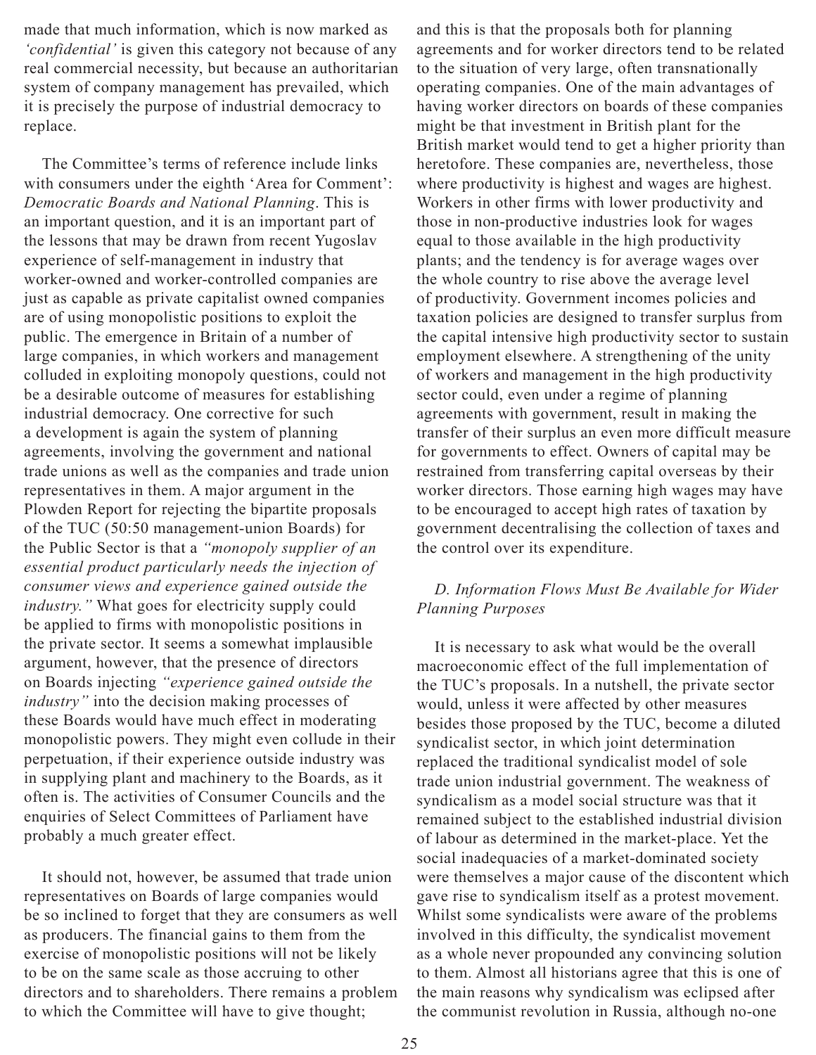made that much information, which is now marked as *'confidential'* is given this category not because of any real commercial necessity, but because an authoritarian system of company management has prevailed, which it is precisely the purpose of industrial democracy to replace.

The Committee's terms of reference include links with consumers under the eighth 'Area for Comment': *Democratic Boards and National Planning*. This is an important question, and it is an important part of the lessons that may be drawn from recent Yugoslav experience of self-management in industry that worker-owned and worker-controlled companies are just as capable as private capitalist owned companies are of using monopolistic positions to exploit the public. The emergence in Britain of a number of large companies, in which workers and management colluded in exploiting monopoly questions, could not be a desirable outcome of measures for establishing industrial democracy. One corrective for such a development is again the system of planning agreements, involving the government and national trade unions as well as the companies and trade union representatives in them. A major argument in the Plowden Report for rejecting the bipartite proposals of the TUC (50:50 management-union Boards) for the Public Sector is that a *"monopoly supplier of an essential product particularly needs the injection of consumer views and experience gained outside the industry."* What goes for electricity supply could be applied to firms with monopolistic positions in the private sector. It seems a somewhat implausible argument, however, that the presence of directors on Boards injecting *"experience gained outside the industry"* into the decision making processes of these Boards would have much effect in moderating monopolistic powers. They might even collude in their perpetuation, if their experience outside industry was in supplying plant and machinery to the Boards, as it often is. The activities of Consumer Councils and the enquiries of Select Committees of Parliament have probably a much greater effect.

It should not, however, be assumed that trade union representatives on Boards of large companies would be so inclined to forget that they are consumers as well as producers. The financial gains to them from the exercise of monopolistic positions will not be likely to be on the same scale as those accruing to other directors and to shareholders. There remains a problem to which the Committee will have to give thought; and this is that the proposals both for planning agreements and for worker directors tend to be related to the situation of very large, often transnationally operating companies. One of the main advantages of having worker directors on boards of these companies might be that investment in British plant for the British market would tend to get a higher priority than heretofore. These companies are, nevertheless, those where productivity is highest and wages are highest. Workers in other firms with lower productivity and those in non-productive industries look for wages equal to those available in the high productivity plants; and the tendency is for average wages over the whole country to rise above the average level of productivity. Government incomes policies and taxation policies are designed to transfer surplus from the capital intensive high productivity sector to sustain employment elsewhere. A strengthening of the unity of workers and management in the high productivity sector could, even under a regime of planning agreements with government, result in making the transfer of their surplus an even more difficult measure for governments to effect. Owners of capital may be restrained from transferring capital overseas by their worker directors. Those earning high wages may have to be encouraged to accept high rates of taxation by government decentralising the collection of taxes and the control over its expenditure.

### *D. Information Flows Must Be Available for Wider Planning Purposes*

It is necessary to ask what would be the overall macroeconomic effect of the full implementation of the TUC's proposals. In a nutshell, the private sector would, unless it were affected by other measures besides those proposed by the TUC, become a diluted syndicalist sector, in which joint determination replaced the traditional syndicalist model of sole trade union industrial government. The weakness of syndicalism as a model social structure was that it remained subject to the established industrial division of labour as determined in the market-place. Yet the social inadequacies of a market-dominated society were themselves a major cause of the discontent which gave rise to syndicalism itself as a protest movement. Whilst some syndicalists were aware of the problems involved in this difficulty, the syndicalist movement as a whole never propounded any convincing solution to them. Almost all historians agree that this is one of the main reasons why syndicalism was eclipsed after the communist revolution in Russia, although no-one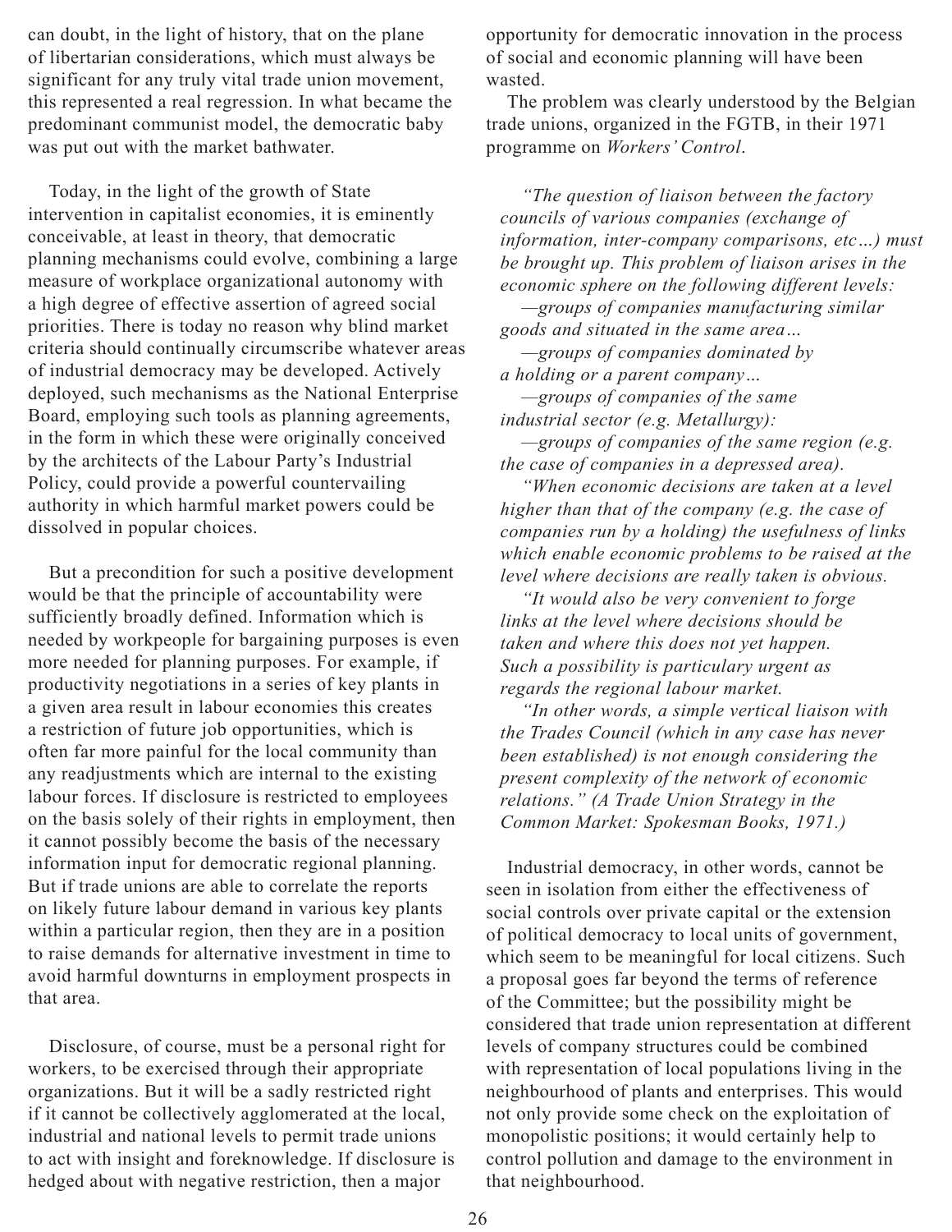can doubt, in the light of history, that on the plane of libertarian considerations, which must always be significant for any truly vital trade union movement, this represented a real regression. In what became the predominant communist model, the democratic baby was put out with the market bathwater.

Today, in the light of the growth of State intervention in capitalist economies, it is eminently conceivable, at least in theory, that democratic planning mechanisms could evolve, combining a large measure of workplace organizational autonomy with a high degree of effective assertion of agreed social priorities. There is today no reason why blind market criteria should continually circumscribe whatever areas of industrial democracy may be developed. Actively deployed, such mechanisms as the National Enterprise Board, employing such tools as planning agreements, in the form in which these were originally conceived by the architects of the Labour Party's Industrial Policy, could provide a powerful countervailing authority in which harmful market powers could be dissolved in popular choices.

But a precondition for such a positive development would be that the principle of accountability were sufficiently broadly defined. Information which is needed by workpeople for bargaining purposes is even more needed for planning purposes. For example, if productivity negotiations in a series of key plants in a given area result in labour economies this creates a restriction of future job opportunities, which is often far more painful for the local community than any readjustments which are internal to the existing labour forces. If disclosure is restricted to employees on the basis solely of their rights in employment, then it cannot possibly become the basis of the necessary information input for democratic regional planning. But if trade unions are able to correlate the reports on likely future labour demand in various key plants within a particular region, then they are in a position to raise demands for alternative investment in time to avoid harmful downturns in employment prospects in that area.

Disclosure, of course, must be a personal right for workers, to be exercised through their appropriate organizations. But it will be a sadly restricted right if it cannot be collectively agglomerated at the local, industrial and national levels to permit trade unions to act with insight and foreknowledge. If disclosure is hedged about with negative restriction, then a major opportunity for democratic innovation in the process of social and economic planning will have been wasted.

The problem was clearly understood by the Belgian trade unions, organized in the FGTB, in their 1971 programme on *Workers' Control*.

> *"The question of liaison between the factory councils of various companies (exchange of information, inter-company comparisons, etc…) must be brought up. This problem of liaison arises in the economic sphere on the following different levels:*
>
> *—groups of companies manufacturing similar goods and situated in the same area…*
>
> *—groups of companies dominated by a holding or a parent company…*
>
> *—groups of companies of the same industrial sector (e.g. Metallurgy):*
>
> *—groups of companies of the same region (e.g. the case of companies in a depressed area).*
>
> *"When economic decisions are taken at a level higher than that of the company (e.g. the case of companies run by a holding) the usefulness of links which enable economic problems to be raised at the level where decisions are really taken is obvious.*
>
> *"It would also be very convenient to forge links at the level where decisions should be taken and where this does not yet happen. Such a possibility is particulary urgent as regards the regional labour market.*
>
> *"In other words, a simple vertical liaison with the Trades Council (which in any case has never been established) is not enough considering the present complexity of the network of economic relations." (A Trade Union Strategy in the Common Market: Spokesman Books, 1971.)*

Industrial democracy, in other words, cannot be seen in isolation from either the effectiveness of social controls over private capital or the extension of political democracy to local units of government, which seem to be meaningful for local citizens. Such a proposal goes far beyond the terms of reference of the Committee; but the possibility might be considered that trade union representation at different levels of company structures could be combined with representation of local populations living in the neighbourhood of plants and enterprises. This would not only provide some check on the exploitation of monopolistic positions; it would certainly help to control pollution and damage to the environment in that neighbourhood.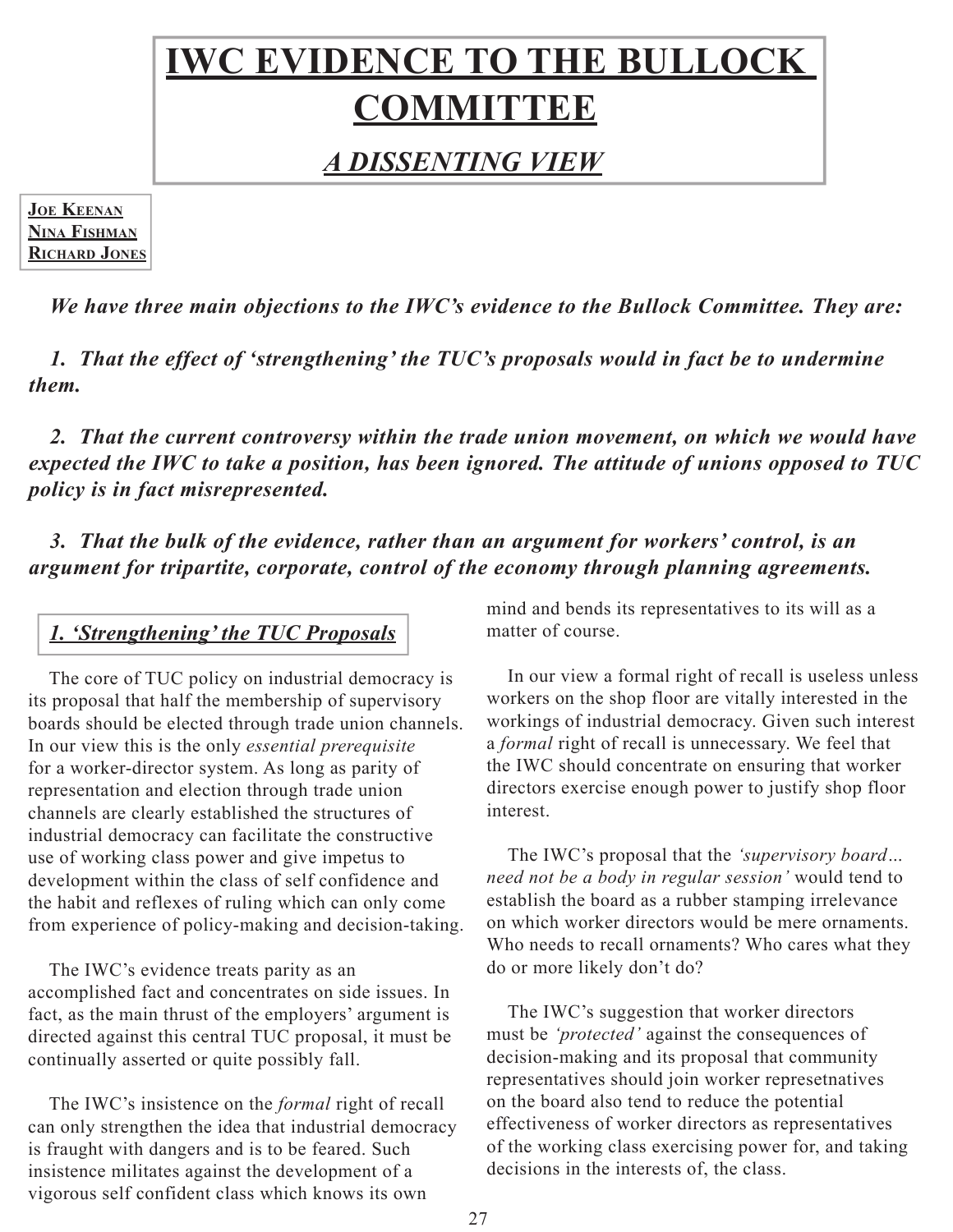# IWC EVIDENCE TO THE BULLOCK COMMITTEE

## *A DISSENTING VIEW*

**JOE KEENAN**
**NINA FISHMAN**
**RICHARD JONES**

***We have three main objections to the IWC's evidence to the Bullock Committee. They are:***

***1. That the effect of 'strengthening' the TUC's proposals would in fact be to undermine them.***

***2. That the current controversy within the trade union movement, on which we would have expected the IWC to take a position, has been ignored. The attitude of unions opposed to TUC policy is in fact misrepresented.***

***3. That the bulk of the evidence, rather than an argument for workers' control, is an argument for tripartite, corporate, control of the economy through planning agreements.***

### *1. 'Strengthening' the TUC Proposals*

The core of TUC policy on industrial democracy is its proposal that half the membership of supervisory boards should be elected through trade union channels. In our view this is the only *essential prerequisite* for a worker-director system. As long as parity of representation and election through trade union channels are clearly established the structures of industrial democracy can facilitate the constructive use of working class power and give impetus to development within the class of self confidence and the habit and reflexes of ruling which can only come from experience of policy-making and decision-taking.

The IWC's evidence treats parity as an accomplished fact and concentrates on side issues. In fact, as the main thrust of the employers' argument is directed against this central TUC proposal, it must be continually asserted or quite possibly fall.

The IWC's insistence on the *formal* right of recall can only strengthen the idea that industrial democracy is fraught with dangers and is to be feared. Such insistence militates against the development of a vigorous self confident class which knows its own mind and bends its representatives to its will as a matter of course.

In our view a formal right of recall is useless unless workers on the shop floor are vitally interested in the workings of industrial democracy. Given such interest a *formal* right of recall is unnecessary. We feel that the IWC should concentrate on ensuring that worker directors exercise enough power to justify shop floor interest.

The IWC's proposal that the *'supervisory board… need not be a body in regular session'* would tend to establish the board as a rubber stamping irrelevance on which worker directors would be mere ornaments. Who needs to recall ornaments? Who cares what they do or more likely don't do?

The IWC's suggestion that worker directors must be *'protected'* against the consequences of decision-making and its proposal that community representatives should join worker represetnatives on the board also tend to reduce the potential effectiveness of worker directors as representatives of the working class exercising power for, and taking decisions in the interests of, the class.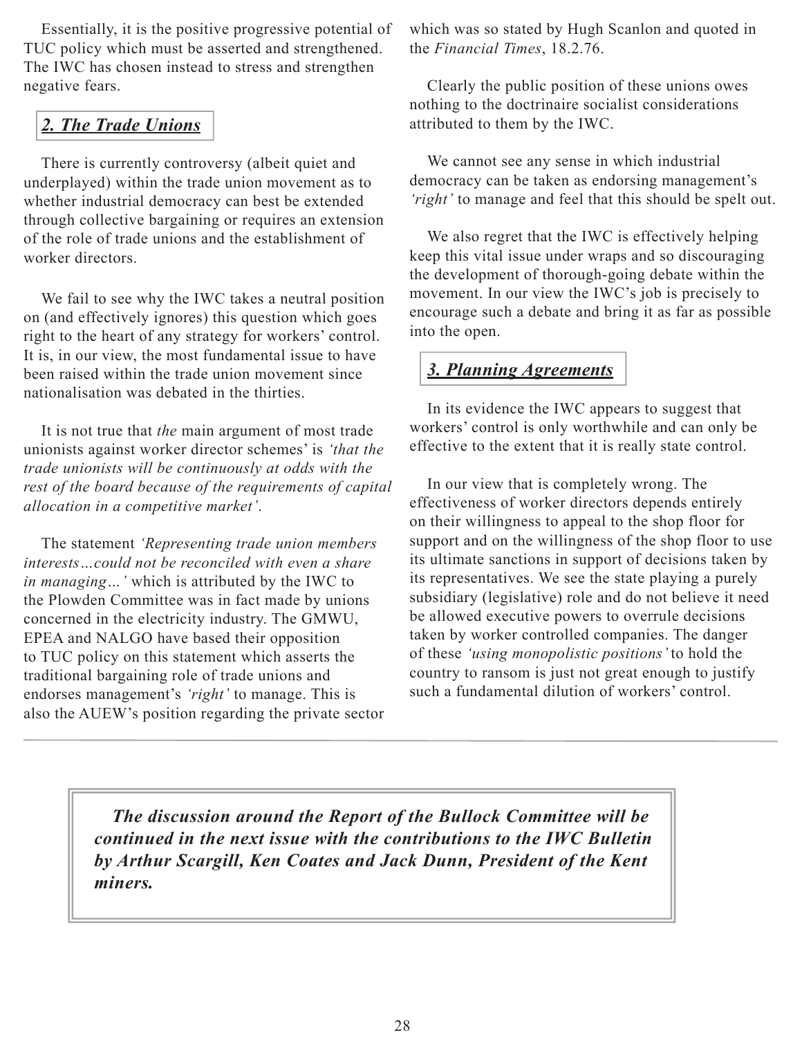Essentially, it is the positive progressive potential of TUC policy which must be asserted and strengthened. The IWC has chosen instead to stress and strengthen negative fears.

## *2. The Trade Unions*

There is currently controversy (albeit quiet and underplayed) within the trade union movement as to whether industrial democracy can best be extended through collective bargaining or requires an extension of the role of trade unions and the establishment of worker directors.

We fail to see why the IWC takes a neutral position on (and effectively ignores) this question which goes right to the heart of any strategy for workers' control. It is, in our view, the most fundamental issue to have been raised within the trade union movement since nationalisation was debated in the thirties.

It is not true that *the* main argument of most trade unionists against worker director schemes' is *'that the trade unionists will be continuously at odds with the rest of the board because of the requirements of capital allocation in a competitive market'*.

The statement *'Representing trade union members interests…could not be reconciled with even a share in managing…'* which is attributed by the IWC to the Plowden Committee was in fact made by unions concerned in the electricity industry. The GMWU, EPEA and NALGO have based their opposition to TUC policy on this statement which asserts the traditional bargaining role of trade unions and endorses management's *'right'* to manage. This is also the AUEW's position regarding the private sector which was so stated by Hugh Scanlon and quoted in the *Financial Times*, 18.2.76.

Clearly the public position of these unions owes nothing to the doctrinaire socialist considerations attributed to them by the IWC.

We cannot see any sense in which industrial democracy can be taken as endorsing management's *'right'* to manage and feel that this should be spelt out.

We also regret that the IWC is effectively helping keep this vital issue under wraps and so discouraging the development of thorough-going debate within the movement. In our view the IWC's job is precisely to encourage such a debate and bring it as far as possible into the open.

## *3. Planning Agreements*

In its evidence the IWC appears to suggest that workers' control is only worthwhile and can only be effective to the extent that it is really state control.

In our view that is completely wrong. The effectiveness of worker directors depends entirely on their willingness to appeal to the shop floor for support and on the willingness of the shop floor to use its ultimate sanctions in support of decisions taken by its representatives. We see the state playing a purely subsidiary (legislative) role and do not believe it need be allowed executive powers to overrule decisions taken by worker controlled companies. The danger of these *'using monopolistic positions'* to hold the country to ransom is just not great enough to justify such a fundamental dilution of workers' control.

---

***The discussion around the Report of the Bullock Committee will be continued in the next issue with the contributions to the IWC Bulletin by Arthur Scargill, Ken Coates and Jack Dunn, President of the Kent miners.***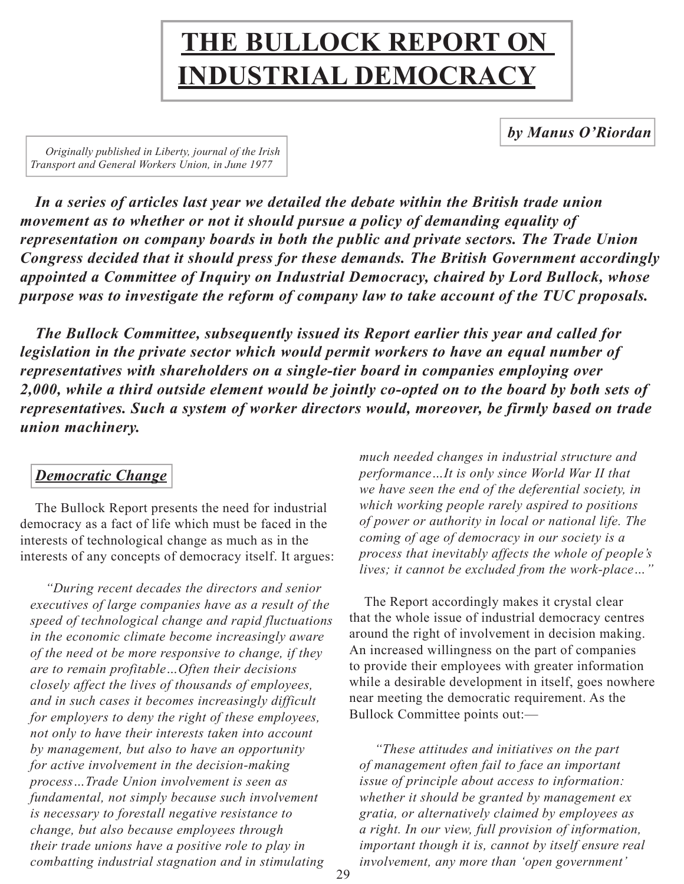# THE BULLOCK REPORT ON INDUSTRIAL DEMOCRACY

**by Manus O'Riordan**

*Originally published in Liberty, journal of the Irish Transport and General Workers Union, in June 1977*

***In a series of articles last year we detailed the debate within the British trade union movement as to whether or not it should pursue a policy of demanding equality of representation on company boards in both the public and private sectors. The Trade Union Congress decided that it should press for these demands. The British Government accordingly appointed a Committee of Inquiry on Industrial Democracy, chaired by Lord Bullock, whose purpose was to investigate the reform of company law to take account of the TUC proposals.***

***The Bullock Committee, subsequently issued its Report earlier this year and called for legislation in the private sector which would permit workers to have an equal number of representatives with shareholders on a single-tier board in companies employing over 2,000, while a third outside element would be jointly co-opted on to the board by both sets of representatives. Such a system of worker directors would, moreover, be firmly based on trade union machinery.***

## *Democratic Change*

The Bullock Report presents the need for industrial democracy as a fact of life which must be faced in the interests of technological change as much as in the interests of any concepts of democracy itself. It argues:

> *"During recent decades the directors and senior executives of large companies have as a result of the speed of technological change and rapid fluctuations in the economic climate become increasingly aware of the need ot be more responsive to change, if they are to remain profitable…Often their decisions closely affect the lives of thousands of employees, and in such cases it becomes increasingly difficult for employers to deny the right of these employees, not only to have their interests taken into account by management, but also to have an opportunity for active involvement in the decision-making process…Trade Union involvement is seen as fundamental, not simply because such involvement is necessary to forestall negative resistance to change, but also because employees through their trade unions have a positive role to play in combatting industrial stagnation and in stimulating much needed changes in industrial structure and performance…It is only since World War II that we have seen the end of the deferential society, in which working people rarely aspired to positions of power or authority in local or national life. The coming of age of democracy in our society is a process that inevitably affects the whole of people's lives; it cannot be excluded from the work-place…"*

The Report accordingly makes it crystal clear that the whole issue of industrial democracy centres around the right of involvement in decision making. An increased willingness on the part of companies to provide their employees with greater information while a desirable development in itself, goes nowhere near meeting the democratic requirement. As the Bullock Committee points out:—

> *"These attitudes and initiatives on the part of management often fail to face an important issue of principle about access to information: whether it should be granted by management ex gratia, or alternatively claimed by employees as a right. In our view, full provision of information, important though it is, cannot by itself ensure real involvement, any more than 'open government'*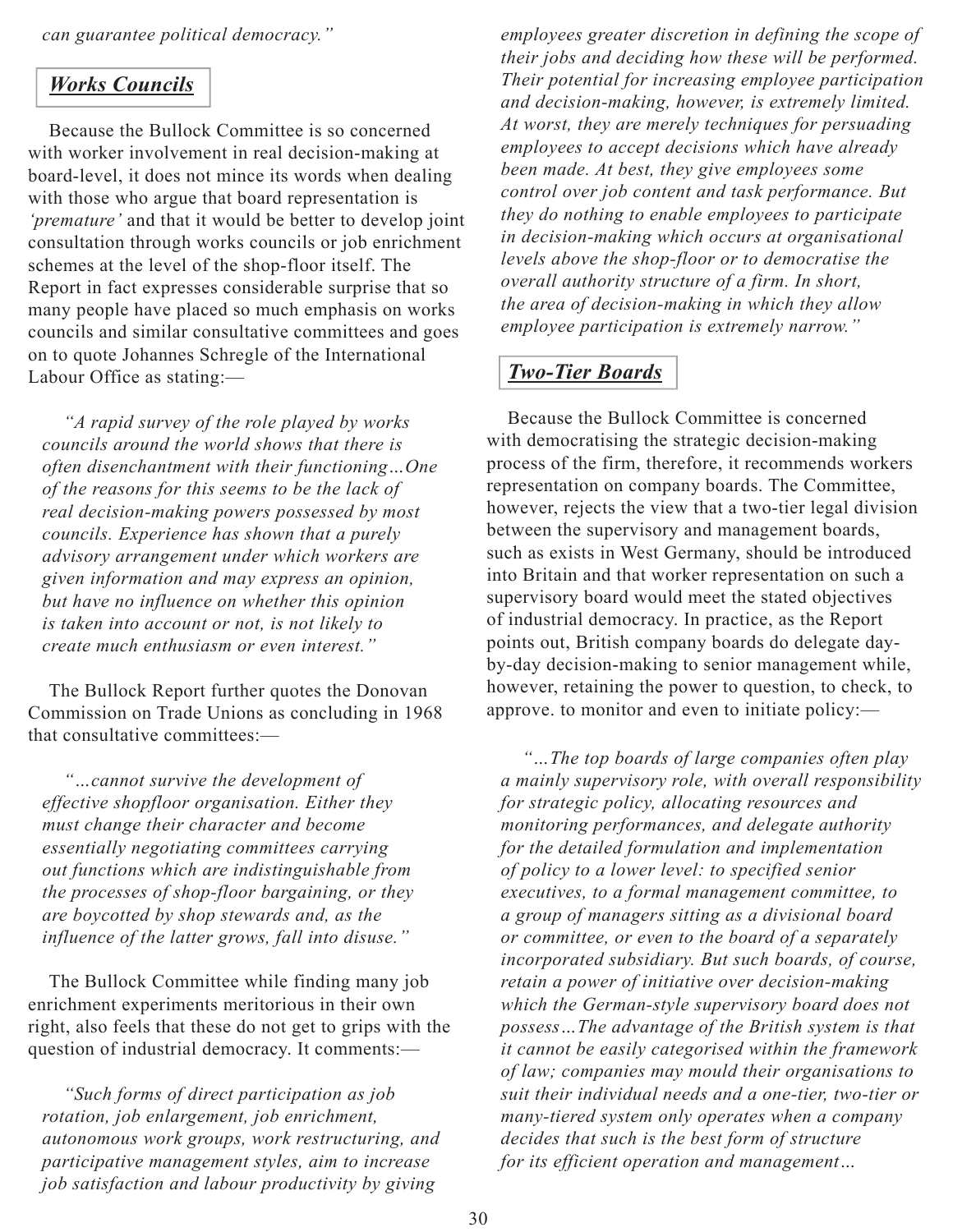*can guarantee political democracy."*

## *Works Councils*

Because the Bullock Committee is so concerned with worker involvement in real decision-making at board-level, it does not mince its words when dealing with those who argue that board representation is *'premature'* and that it would be better to develop joint consultation through works councils or job enrichment schemes at the level of the shop-floor itself. The Report in fact expresses considerable surprise that so many people have placed so much emphasis on works councils and similar consultative committees and goes on to quote Johannes Schregle of the International Labour Office as stating:—

> *"A rapid survey of the role played by works councils around the world shows that there is often disenchantment with their functioning…One of the reasons for this seems to be the lack of real decision-making powers possessed by most councils. Experience has shown that a purely advisory arrangement under which workers are given information and may express an opinion, but have no influence on whether this opinion is taken into account or not, is not likely to create much enthusiasm or even interest."*

The Bullock Report further quotes the Donovan Commission on Trade Unions as concluding in 1968 that consultative committees:—

> *"…cannot survive the development of effective shopfloor organisation. Either they must change their character and become essentially negotiating committees carrying out functions which are indistinguishable from the processes of shop-floor bargaining, or they are boycotted by shop stewards and, as the influence of the latter grows, fall into disuse."*

The Bullock Committee while finding many job enrichment experiments meritorious in their own right, also feels that these do not get to grips with the question of industrial democracy. It comments:—

> *"Such forms of direct participation as job rotation, job enlargement, job enrichment, autonomous work groups, work restructuring, and participative management styles, aim to increase job satisfaction and labour productivity by giving employees greater discretion in defining the scope of their jobs and deciding how these will be performed. Their potential for increasing employee participation and decision-making, however, is extremely limited. At worst, they are merely techniques for persuading employees to accept decisions which have already been made. At best, they give employees some control over job content and task performance. But they do nothing to enable employees to participate in decision-making which occurs at organisational levels above the shop-floor or to democratise the overall authority structure of a firm. In short, the area of decision-making in which they allow employee participation is extremely narrow."*

## *Two-Tier Boards*

Because the Bullock Committee is concerned with democratising the strategic decision-making process of the firm, therefore, it recommends workers representation on company boards. The Committee, however, rejects the view that a two-tier legal division between the supervisory and management boards, such as exists in West Germany, should be introduced into Britain and that worker representation on such a supervisory board would meet the stated objectives of industrial democracy. In practice, as the Report points out, British company boards do delegate day-by-day decision-making to senior management while, however, retaining the power to question, to check, to approve. to monitor and even to initiate policy:—

> *"…The top boards of large companies often play a mainly supervisory role, with overall responsibility for strategic policy, allocating resources and monitoring performances, and delegate authority for the detailed formulation and implementation of policy to a lower level: to specified senior executives, to a formal management committee, to a group of managers sitting as a divisional board or committee, or even to the board of a separately incorporated subsidiary. But such boards, of course, retain a power of initiative over decision-making which the German-style supervisory board does not possess…The advantage of the British system is that it cannot be easily categorised within the framework of law; companies may mould their organisations to suit their individual needs and a one-tier, two-tier or many-tiered system only operates when a company decides that such is the best form of structure for its efficient operation and management…*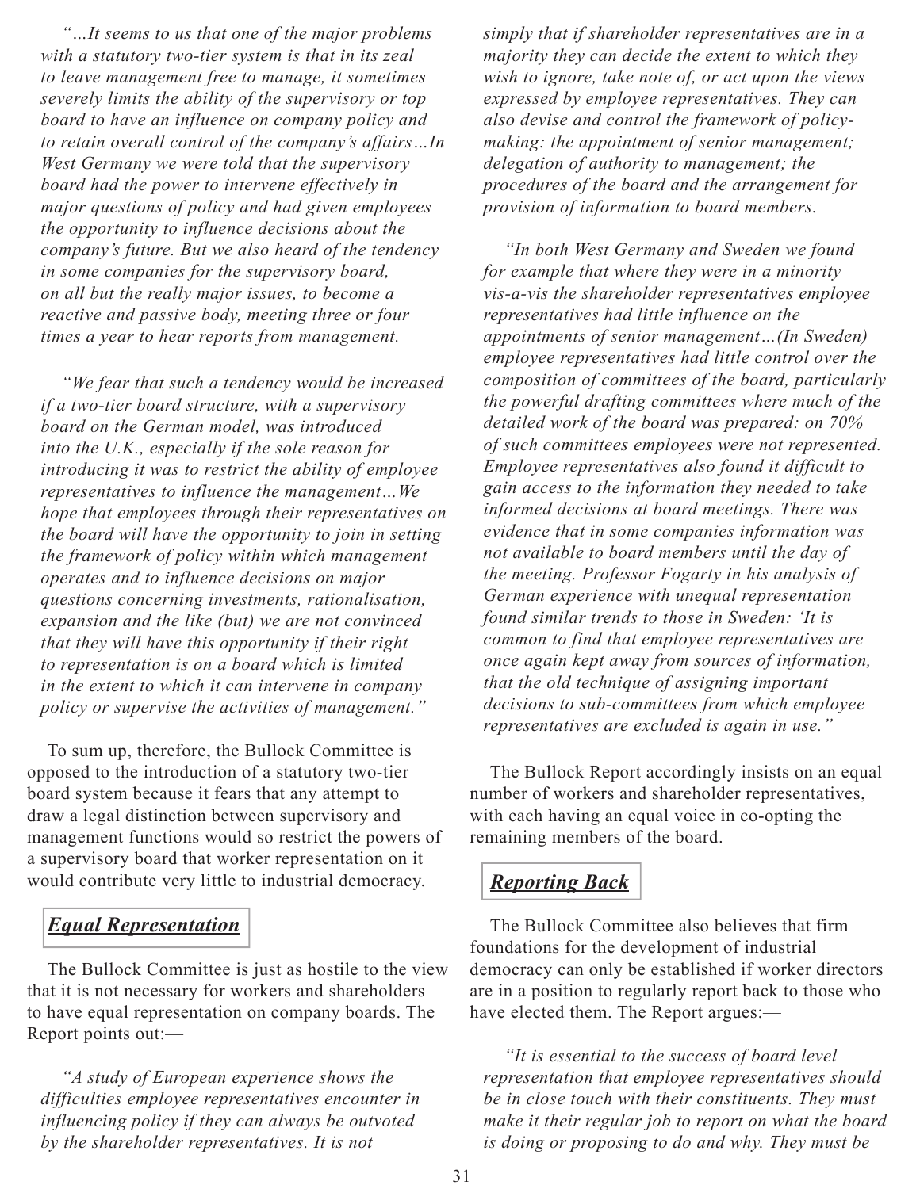*"...It seems to us that one of the major problems with a statutory two-tier system is that in its zeal to leave management free to manage, it sometimes severely limits the ability of the supervisory or top board to have an influence on company policy and to retain overall control of the company's affairs...In West Germany we were told that the supervisory board had the power to intervene effectively in major questions of policy and had given employees the opportunity to influence decisions about the company's future. But we also heard of the tendency in some companies for the supervisory board, on all but the really major issues, to become a reactive and passive body, meeting three or four times a year to hear reports from management.*

*"We fear that such a tendency would be increased if a two-tier board structure, with a supervisory board on the German model, was introduced into the U.K., especially if the sole reason for introducing it was to restrict the ability of employee representatives to influence the management...We hope that employees through their representatives on the board will have the opportunity to join in setting the framework of policy within which management operates and to influence decisions on major questions concerning investments, rationalisation, expansion and the like (but) we are not convinced that they will have this opportunity if their right to representation is on a board which is limited in the extent to which it can intervene in company policy or supervise the activities of management."*

To sum up, therefore, the Bullock Committee is opposed to the introduction of a statutory two-tier board system because it fears that any attempt to draw a legal distinction between supervisory and management functions would so restrict the powers of a supervisory board that worker representation on it would contribute very little to industrial democracy.

## *Equal Representation*

The Bullock Committee is just as hostile to the view that it is not necessary for workers and shareholders to have equal representation on company boards. The Report points out:—

*"A study of European experience shows the difficulties employee representatives encounter in influencing policy if they can always be outvoted by the shareholder representatives. It is not simply that if shareholder representatives are in a majority they can decide the extent to which they wish to ignore, take note of, or act upon the views expressed by employee representatives. They can also devise and control the framework of policy-making: the appointment of senior management; delegation of authority to management; the procedures of the board and the arrangement for provision of information to board members.*

*"In both West Germany and Sweden we found for example that where they were in a minority vis-a-vis the shareholder representatives employee representatives had little influence on the appointments of senior management...(In Sweden) employee representatives had little control over the composition of committees of the board, particularly the powerful drafting committees where much of the detailed work of the board was prepared: on 70% of such committees employees were not represented. Employee representatives also found it difficult to gain access to the information they needed to take informed decisions at board meetings. There was evidence that in some companies information was not available to board members until the day of the meeting. Professor Fogarty in his analysis of German experience with unequal representation found similar trends to those in Sweden: 'It is common to find that employee representatives are once again kept away from sources of information, that the old technique of assigning important decisions to sub-committees from which employee representatives are excluded is again in use."*

The Bullock Report accordingly insists on an equal number of workers and shareholder representatives, with each having an equal voice in co-opting the remaining members of the board.

## *Reporting Back*

The Bullock Committee also believes that firm foundations for the development of industrial democracy can only be established if worker directors are in a position to regularly report back to those who have elected them. The Report argues:—

*"It is essential to the success of board level representation that employee representatives should be in close touch with their constituents. They must make it their regular job to report on what the board is doing or proposing to do and why. They must be*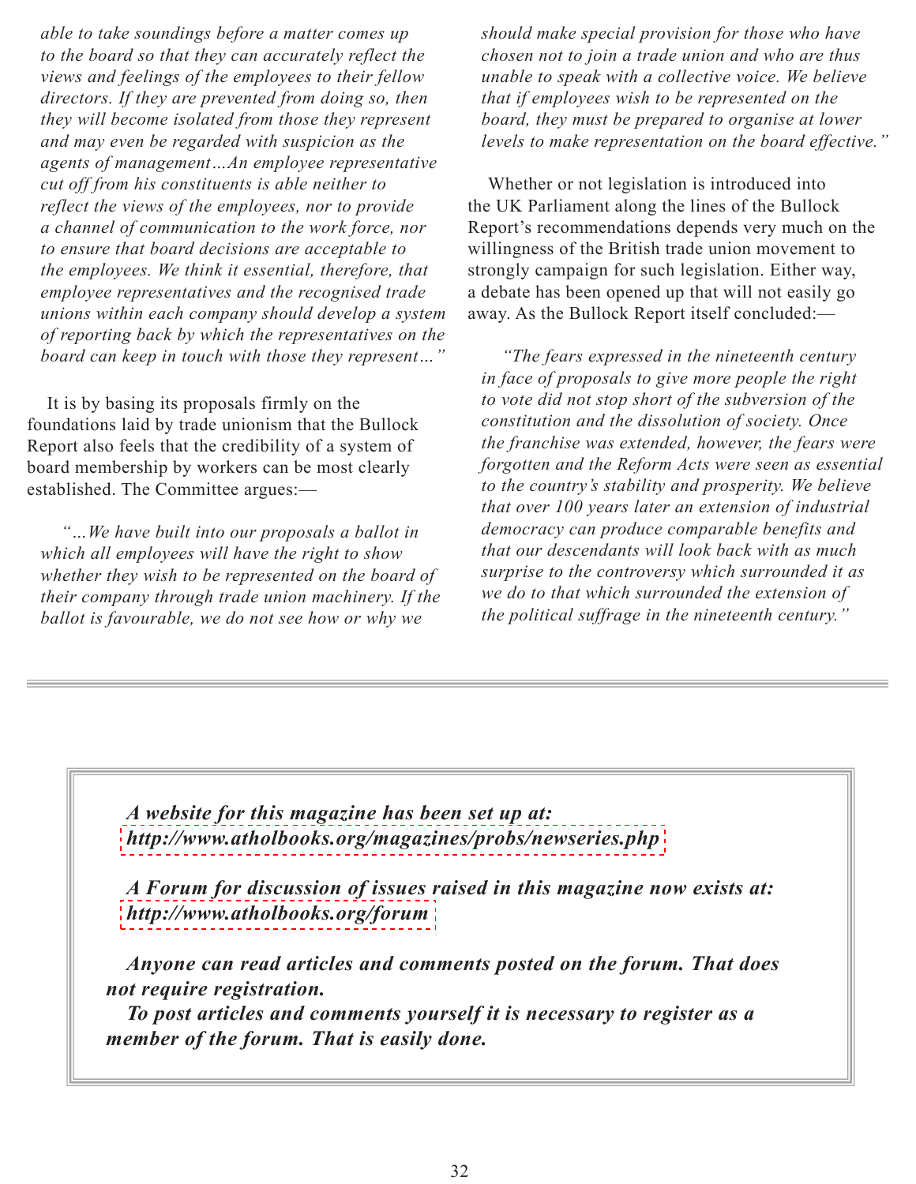*able to take soundings before a matter comes up to the board so that they can accurately reflect the views and feelings of the employees to their fellow directors. If they are prevented from doing so, then they will become isolated from those they represent and may even be regarded with suspicion as the agents of management…An employee representative cut off from his constituents is able neither to reflect the views of the employees, nor to provide a channel of communication to the work force, nor to ensure that board decisions are acceptable to the employees. We think it essential, therefore, that employee representatives and the recognised trade unions within each company should develop a system of reporting back by which the representatives on the board can keep in touch with those they represent…"*

It is by basing its proposals firmly on the foundations laid by trade unionism that the Bullock Report also feels that the credibility of a system of board membership by workers can be most clearly established. The Committee argues:—

*"…We have built into our proposals a ballot in which all employees will have the right to show whether they wish to be represented on the board of their company through trade union machinery. If the ballot is favourable, we do not see how or why we should make special provision for those who have chosen not to join a trade union and who are thus unable to speak with a collective voice. We believe that if employees wish to be represented on the board, they must be prepared to organise at lower levels to make representation on the board effective."*

Whether or not legislation is introduced into the UK Parliament along the lines of the Bullock Report's recommendations depends very much on the willingness of the British trade union movement to strongly campaign for such legislation. Either way, a debate has been opened up that will not easily go away. As the Bullock Report itself concluded:—

*"The fears expressed in the nineteenth century in face of proposals to give more people the right to vote did not stop short of the subversion of the constitution and the dissolution of society. Once the franchise was extended, however, the fears were forgotten and the Reform Acts were seen as essential to the country's stability and prosperity. We believe that over 100 years later an extension of industrial democracy can produce comparable benefits and that our descendants will look back with as much surprise to the controversy which surrounded it as we do to that which surrounded the extension of the political suffrage in the nineteenth century."*

---

***A website for this magazine has been set up at:***
***http://www.atholbooks.org/magazines/probs/newseries.php***

***A Forum for discussion of issues raised in this magazine now exists at:***
***http://www.atholbooks.org/forum***

***Anyone can read articles and comments posted on the forum. That does not require registration.***

***To post articles and comments yourself it is necessary to register as a member of the forum. That is easily done.***